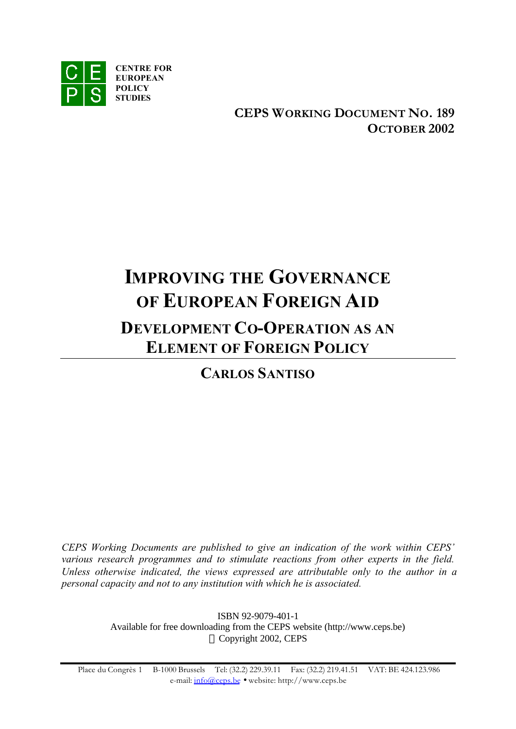**CENTRE FOR EUROPEAN POLICY STUDIES**

**CEPS WORKING DOCUMENT NO. 189**
**OCTOBER 2002**

# IMPROVING THE GOVERNANCE OF EUROPEAN FOREIGN AID

## DEVELOPMENT CO-OPERATION AS AN ELEMENT OF FOREIGN POLICY

### CARLOS SANTISO

*CEPS Working Documents are published to give an indication of the work within CEPS' various research programmes and to stimulate reactions from other experts in the field. Unless otherwise indicated, the views expressed are attributable only to the author in a personal capacity and not to any institution with which he is associated.*

ISBN 92-9079-401-1
Available for free downloading from the CEPS website (http://www.ceps.be)
© Copyright 2002, CEPS

Place du Congrès 1 B-1000 Brussels Tel: (32.2) 229.39.11 Fax: (32.2) 219.41.51 VAT: BE 424.123.986
e-mail: info@ceps.be • website: http://www.ceps.be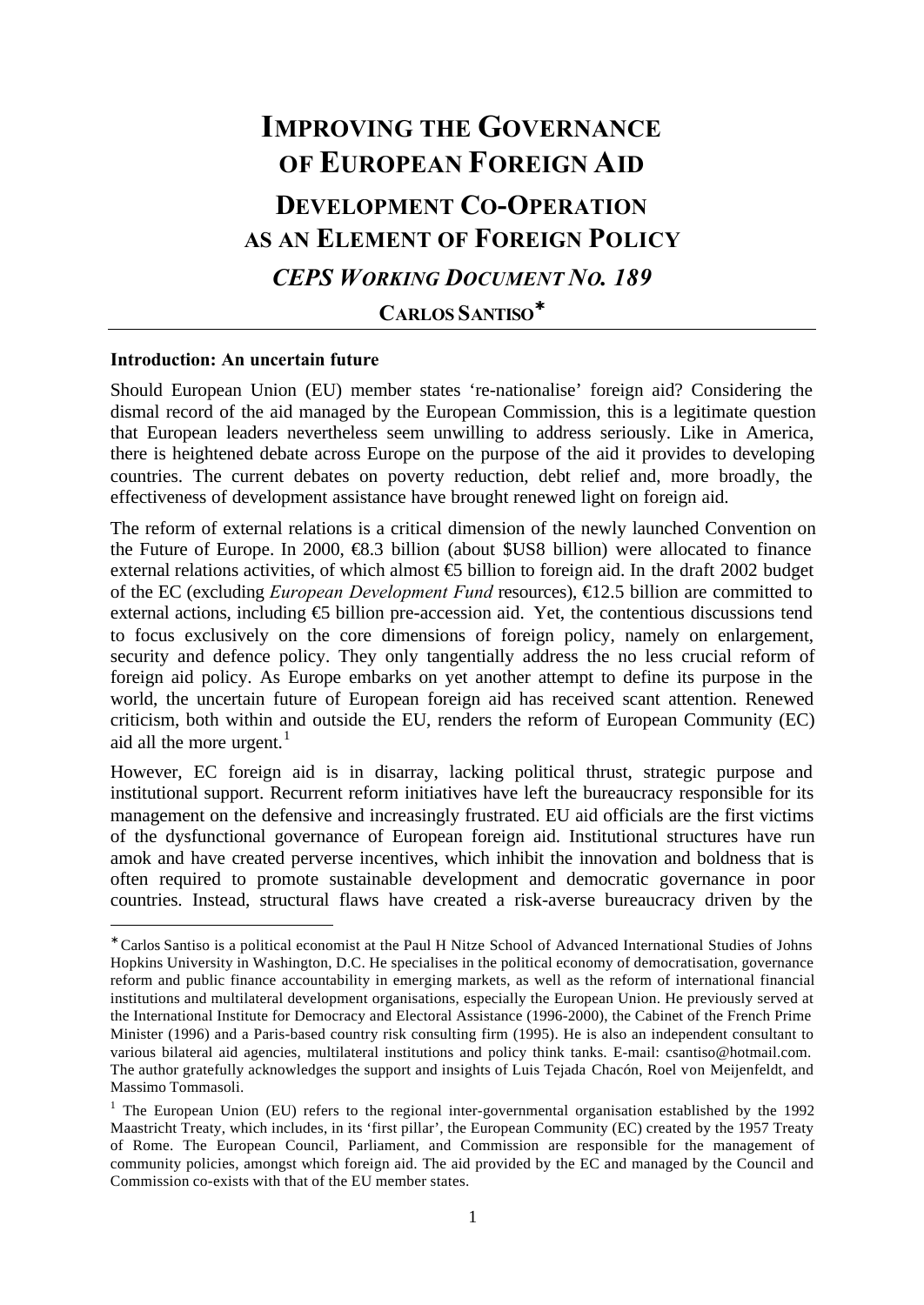# IMPROVING THE GOVERNANCE OF EUROPEAN FOREIGN AID

## DEVELOPMENT CO-OPERATION AS AN ELEMENT OF FOREIGN POLICY

### *CEPS WORKING DOCUMENT NO. 189*

### CARLOS SANTISO*

---

**Introduction: An uncertain future**

Should European Union (EU) member states 're-nationalise' foreign aid? Considering the dismal record of the aid managed by the European Commission, this is a legitimate question that European leaders nevertheless seem unwilling to address seriously. Like in America, there is heightened debate across Europe on the purpose of the aid it provides to developing countries. The current debates on poverty reduction, debt relief and, more broadly, the effectiveness of development assistance have brought renewed light on foreign aid.

The reform of external relations is a critical dimension of the newly launched Convention on the Future of Europe. In 2000, €8.3 billion (about $US8 billion) were allocated to finance external relations activities, of which almost €5 billion to foreign aid. In the draft 2002 budget of the EC (excluding *European Development Fund* resources), €12.5 billion are committed to external actions, including €5 billion pre-accession aid. Yet, the contentious discussions tend to focus exclusively on the core dimensions of foreign policy, namely on enlargement, security and defence policy. They only tangentially address the no less crucial reform of foreign aid policy. As Europe embarks on yet another attempt to define its purpose in the world, the uncertain future of European foreign aid has received scant attention. Renewed criticism, both within and outside the EU, renders the reform of European Community (EC) aid all the more urgent.[1]

However, EC foreign aid is in disarray, lacking political thrust, strategic purpose and institutional support. Recurrent reform initiatives have left the bureaucracy responsible for its management on the defensive and increasingly frustrated. EU aid officials are the first victims of the dysfunctional governance of European foreign aid. Institutional structures have run amok and have created perverse incentives, which inhibit the innovation and boldness that is often required to promote sustainable development and democratic governance in poor countries. Instead, structural flaws have created a risk-averse bureaucracy driven by the

---

* Carlos Santiso is a political economist at the Paul H Nitze School of Advanced International Studies of Johns Hopkins University in Washington, D.C. He specialises in the political economy of democratisation, governance reform and public finance accountability in emerging markets, as well as the reform of international financial institutions and multilateral development organisations, especially the European Union. He previously served at the International Institute for Democracy and Electoral Assistance (1996-2000), the Cabinet of the French Prime Minister (1996) and a Paris-based country risk consulting firm (1995). He is also an independent consultant to various bilateral aid agencies, multilateral institutions and policy think tanks. E-mail: csantiso@hotmail.com. The author gratefully acknowledges the support and insights of Luis Tejada Chacón, Roel von Meijenfeldt, and Massimo Tommasoli.

[1] The European Union (EU) refers to the regional inter-governmental organisation established by the 1992 Maastricht Treaty, which includes, in its 'first pillar', the European Community (EC) created by the 1957 Treaty of Rome. The European Council, Parliament, and Commission are responsible for the management of community policies, amongst which foreign aid. The aid provided by the EC and managed by the Council and Commission co-exists with that of the EU member states.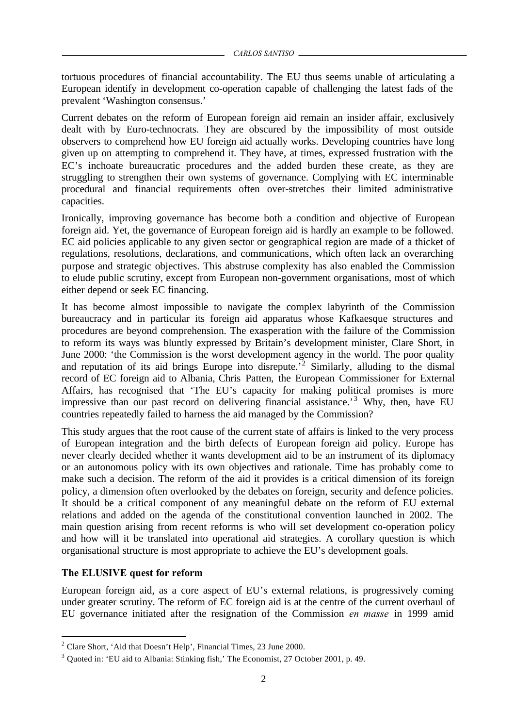tortuous procedures of financial accountability. The EU thus seems unable of articulating a European identify in development co-operation capable of challenging the latest fads of the prevalent 'Washington consensus.'

Current debates on the reform of European foreign aid remain an insider affair, exclusively dealt with by Euro-technocrats. They are obscured by the impossibility of most outside observers to comprehend how EU foreign aid actually works. Developing countries have long given up on attempting to comprehend it. They have, at times, expressed frustration with the EC's inchoate bureaucratic procedures and the added burden these create, as they are struggling to strengthen their own systems of governance. Complying with EC interminable procedural and financial requirements often over-stretches their limited administrative capacities.

Ironically, improving governance has become both a condition and objective of European foreign aid. Yet, the governance of European foreign aid is hardly an example to be followed. EC aid policies applicable to any given sector or geographical region are made of a thicket of regulations, resolutions, declarations, and communications, which often lack an overarching purpose and strategic objectives. This abstruse complexity has also enabled the Commission to elude public scrutiny, except from European non-government organisations, most of which either depend or seek EC financing.

It has become almost impossible to navigate the complex labyrinth of the Commission bureaucracy and in particular its foreign aid apparatus whose Kafkaesque structures and procedures are beyond comprehension. The exasperation with the failure of the Commission to reform its ways was bluntly expressed by Britain's development minister, Clare Short, in June 2000: 'the Commission is the worst development agency in the world. The poor quality and reputation of its aid brings Europe into disrepute.'[2] Similarly, alluding to the dismal record of EC foreign aid to Albania, Chris Patten, the European Commissioner for External Affairs, has recognised that 'The EU's capacity for making political promises is more impressive than our past record on delivering financial assistance.'[3] Why, then, have EU countries repeatedly failed to harness the aid managed by the Commission?

This study argues that the root cause of the current state of affairs is linked to the very process of European integration and the birth defects of European foreign aid policy. Europe has never clearly decided whether it wants development aid to be an instrument of its diplomacy or an autonomous policy with its own objectives and rationale. Time has probably come to make such a decision. The reform of the aid it provides is a critical dimension of its foreign policy, a dimension often overlooked by the debates on foreign, security and defence policies. It should be a critical component of any meaningful debate on the reform of EU external relations and added on the agenda of the constitutional convention launched in 2002. The main question arising from recent reforms is who will set development co-operation policy and how will it be translated into operational aid strategies. A corollary question is which organisational structure is most appropriate to achieve the EU's development goals.

### The ELUSIVE quest for reform

European foreign aid, as a core aspect of EU's external relations, is progressively coming under greater scrutiny. The reform of EC foreign aid is at the centre of the current overhaul of EU governance initiated after the resignation of the Commission *en masse* in 1999 amid

[2] Clare Short, 'Aid that Doesn't Help', Financial Times, 23 June 2000.

[3] Quoted in: 'EU aid to Albania: Stinking fish,' The Economist, 27 October 2001, p. 49.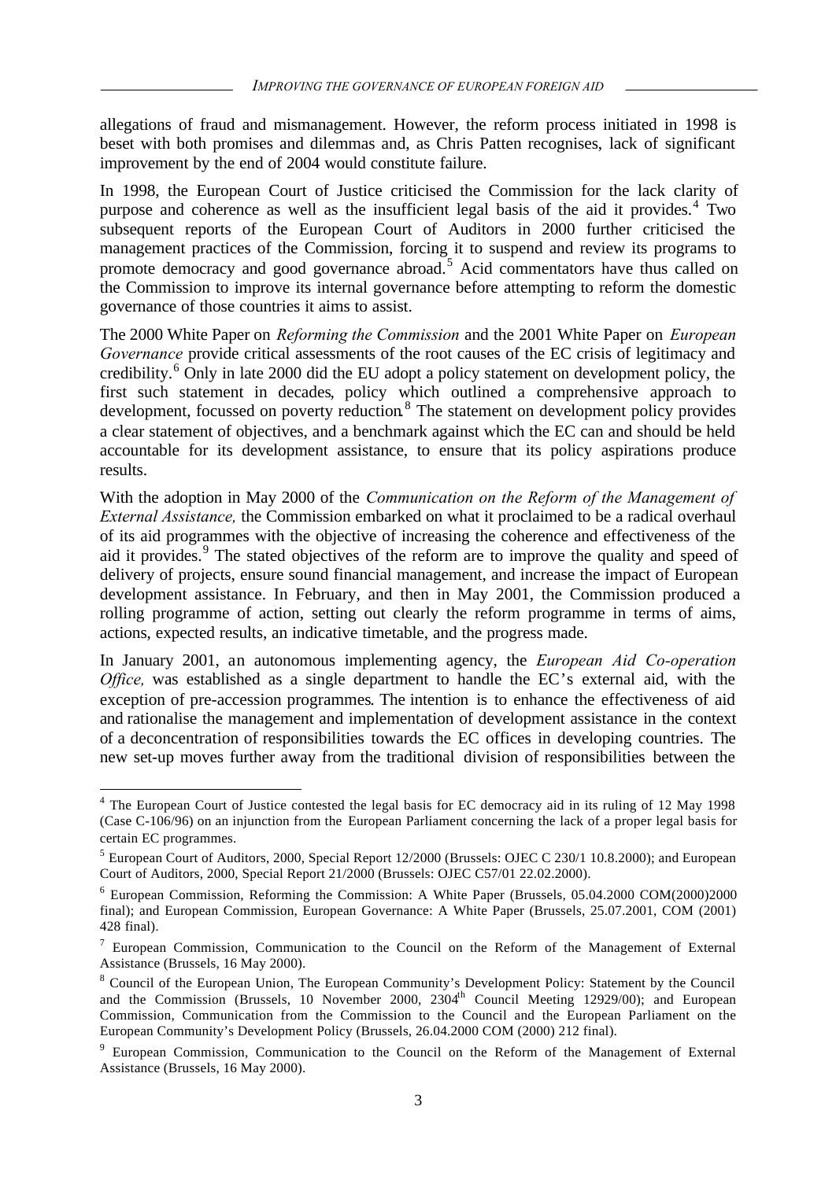allegations of fraud and mismanagement. However, the reform process initiated in 1998 is beset with both promises and dilemmas and, as Chris Patten recognises, lack of significant improvement by the end of 2004 would constitute failure.

In 1998, the European Court of Justice criticised the Commission for the lack clarity of purpose and coherence as well as the insufficient legal basis of the aid it provides.[4] Two subsequent reports of the European Court of Auditors in 2000 further criticised the management practices of the Commission, forcing it to suspend and review its programs to promote democracy and good governance abroad.[5] Acid commentators have thus called on the Commission to improve its internal governance before attempting to reform the domestic governance of those countries it aims to assist.

The 2000 White Paper on *Reforming the Commission* and the 2001 White Paper on *European Governance* provide critical assessments of the root causes of the EC crisis of legitimacy and credibility.[6] Only in late 2000 did the EU adopt a policy statement on development policy, the first such statement in decades, policy which outlined a comprehensive approach to development, focussed on poverty reduction.[8] The statement on development policy provides a clear statement of objectives, and a benchmark against which the EC can and should be held accountable for its development assistance, to ensure that its policy aspirations produce results.

With the adoption in May 2000 of the *Communication on the Reform of the Management of External Assistance,* the Commission embarked on what it proclaimed to be a radical overhaul of its aid programmes with the objective of increasing the coherence and effectiveness of the aid it provides.[9] The stated objectives of the reform are to improve the quality and speed of delivery of projects, ensure sound financial management, and increase the impact of European development assistance. In February, and then in May 2001, the Commission produced a rolling programme of action, setting out clearly the reform programme in terms of aims, actions, expected results, an indicative timetable, and the progress made.

In January 2001, an autonomous implementing agency, the *European Aid Co-operation Office,* was established as a single department to handle the EC's external aid, with the exception of pre-accession programmes. The intention is to enhance the effectiveness of aid and rationalise the management and implementation of development assistance in the context of a deconcentration of responsibilities towards the EC offices in developing countries. The new set-up moves further away from the traditional division of responsibilities between the

---

[4] The European Court of Justice contested the legal basis for EC democracy aid in its ruling of 12 May 1998 (Case C-106/96) on an injunction from the European Parliament concerning the lack of a proper legal basis for certain EC programmes.

[5] European Court of Auditors, 2000, Special Report 12/2000 (Brussels: OJEC C 230/1 10.8.2000); and European Court of Auditors, 2000, Special Report 21/2000 (Brussels: OJEC C57/01 22.02.2000).

[6] European Commission, Reforming the Commission: A White Paper (Brussels, 05.04.2000 COM(2000)2000 final); and European Commission, European Governance: A White Paper (Brussels, 25.07.2001, COM (2001) 428 final).

[7] European Commission, Communication to the Council on the Reform of the Management of External Assistance (Brussels, 16 May 2000).

[8] Council of the European Union, The European Community's Development Policy: Statement by the Council and the Commission (Brussels, 10 November 2000, 2304th Council Meeting 12929/00); and European Commission, Communication from the Commission to the Council and the European Parliament on the European Community's Development Policy (Brussels, 26.04.2000 COM (2000) 212 final).

[9] European Commission, Communication to the Council on the Reform of the Management of External Assistance (Brussels, 16 May 2000).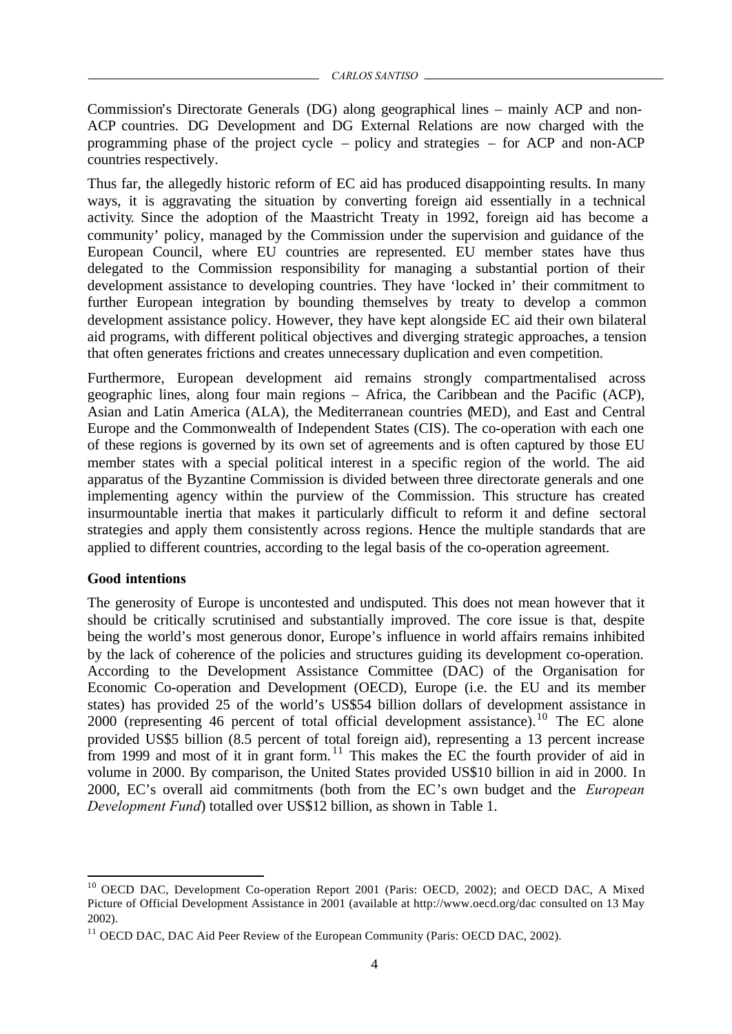Commission's Directorate Generals (DG) along geographical lines – mainly ACP and non-ACP countries. DG Development and DG External Relations are now charged with the programming phase of the project cycle – policy and strategies – for ACP and non-ACP countries respectively.

Thus far, the allegedly historic reform of EC aid has produced disappointing results. In many ways, it is aggravating the situation by converting foreign aid essentially in a technical activity. Since the adoption of the Maastricht Treaty in 1992, foreign aid has become a community' policy, managed by the Commission under the supervision and guidance of the European Council, where EU countries are represented. EU member states have thus delegated to the Commission responsibility for managing a substantial portion of their development assistance to developing countries. They have 'locked in' their commitment to further European integration by bounding themselves by treaty to develop a common development assistance policy. However, they have kept alongside EC aid their own bilateral aid programs, with different political objectives and diverging strategic approaches, a tension that often generates frictions and creates unnecessary duplication and even competition.

Furthermore, European development aid remains strongly compartmentalised across geographic lines, along four main regions – Africa, the Caribbean and the Pacific (ACP), Asian and Latin America (ALA), the Mediterranean countries (MED), and East and Central Europe and the Commonwealth of Independent States (CIS). The co-operation with each one of these regions is governed by its own set of agreements and is often captured by those EU member states with a special political interest in a specific region of the world. The aid apparatus of the Byzantine Commission is divided between three directorate generals and one implementing agency within the purview of the Commission. This structure has created insurmountable inertia that makes it particularly difficult to reform it and define sectoral strategies and apply them consistently across regions. Hence the multiple standards that are applied to different countries, according to the legal basis of the co-operation agreement.

**Good intentions**

The generosity of Europe is uncontested and undisputed. This does not mean however that it should be critically scrutinised and substantially improved. The core issue is that, despite being the world's most generous donor, Europe's influence in world affairs remains inhibited by the lack of coherence of the policies and structures guiding its development co-operation. According to the Development Assistance Committee (DAC) of the Organisation for Economic Co-operation and Development (OECD), Europe (i.e. the EU and its member states) has provided 25 of the world's US$54 billion dollars of development assistance in 2000 (representing 46 percent of total official development assistance).[10] The EC alone provided US$5 billion (8.5 percent of total foreign aid), representing a 13 percent increase from 1999 and most of it in grant form.[11] This makes the EC the fourth provider of aid in volume in 2000. By comparison, the United States provided US$10 billion in aid in 2000. In 2000, EC's overall aid commitments (both from the EC's own budget and the *European Development Fund*) totalled over US$12 billion, as shown in Table 1.

---

[10] OECD DAC, Development Co-operation Report 2001 (Paris: OECD, 2002); and OECD DAC, A Mixed Picture of Official Development Assistance in 2001 (available at http://www.oecd.org/dac consulted on 13 May 2002).

[11] OECD DAC, DAC Aid Peer Review of the European Community (Paris: OECD DAC, 2002).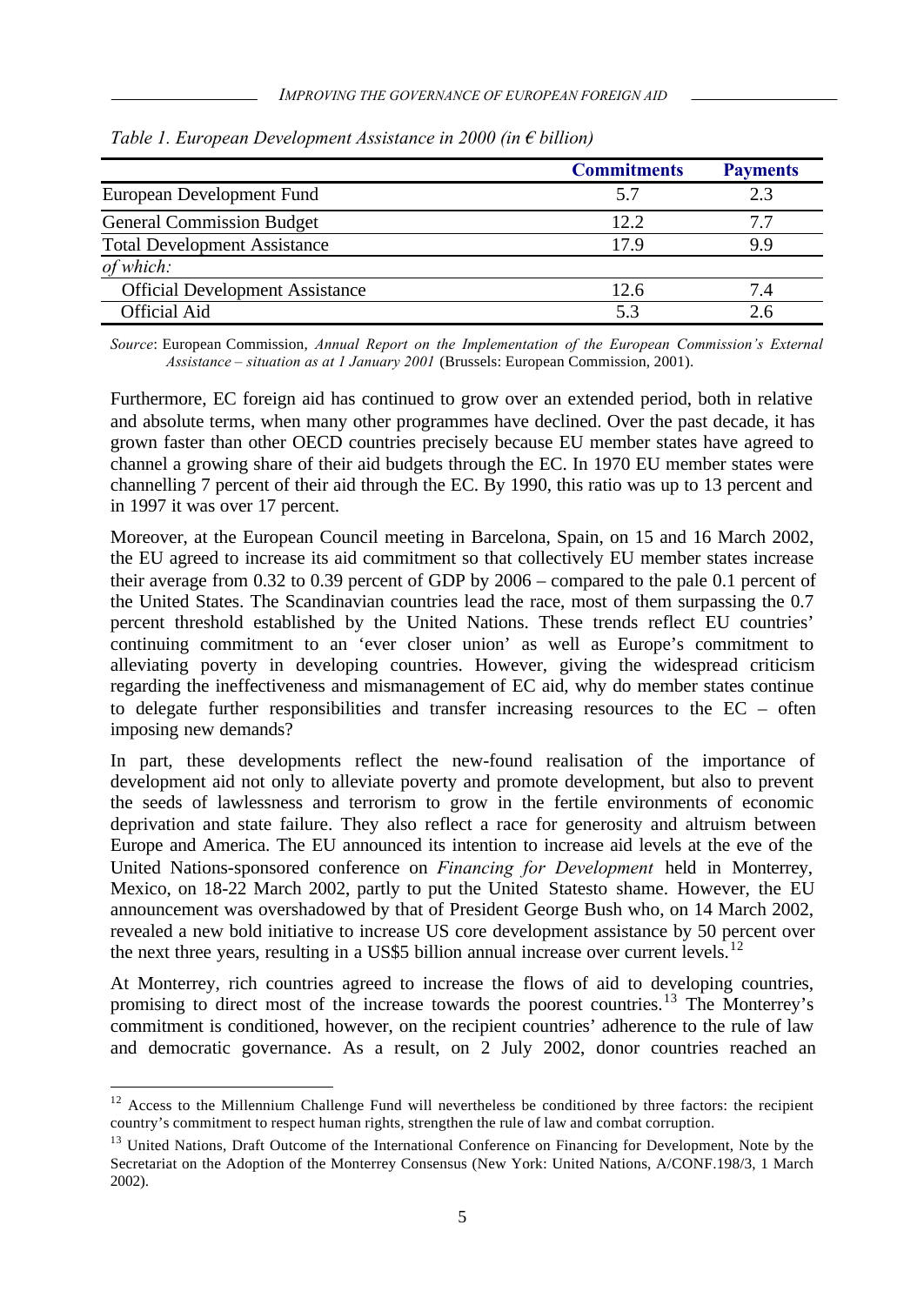*Table 1. European Development Assistance in 2000 (in € billion)*

| | **Commitments** | **Payments** |
|---|---|---|
| European Development Fund | 5.7 | 2.3 |
| General Commission Budget | 12.2 | 7.7 |
| Total Development Assistance | 17.9 | 9.9 |
| *of which:* | | |
| Official Development Assistance | 12.6 | 7.4 |
| Official Aid | 5.3 | 2.6 |

*Source*: European Commission, *Annual Report on the Implementation of the European Commission's External Assistance – situation as at 1 January 2001* (Brussels: European Commission, 2001).

Furthermore, EC foreign aid has continued to grow over an extended period, both in relative and absolute terms, when many other programmes have declined. Over the past decade, it has grown faster than other OECD countries precisely because EU member states have agreed to channel a growing share of their aid budgets through the EC. In 1970 EU member states were channelling 7 percent of their aid through the EC. By 1990, this ratio was up to 13 percent and in 1997 it was over 17 percent.

Moreover, at the European Council meeting in Barcelona, Spain, on 15 and 16 March 2002, the EU agreed to increase its aid commitment so that collectively EU member states increase their average from 0.32 to 0.39 percent of GDP by 2006 – compared to the pale 0.1 percent of the United States. The Scandinavian countries lead the race, most of them surpassing the 0.7 percent threshold established by the United Nations. These trends reflect EU countries' continuing commitment to an 'ever closer union' as well as Europe's commitment to alleviating poverty in developing countries. However, giving the widespread criticism regarding the ineffectiveness and mismanagement of EC aid, why do member states continue to delegate further responsibilities and transfer increasing resources to the EC – often imposing new demands?

In part, these developments reflect the new-found realisation of the importance of development aid not only to alleviate poverty and promote development, but also to prevent the seeds of lawlessness and terrorism to grow in the fertile environments of economic deprivation and state failure. They also reflect a race for generosity and altruism between Europe and America. The EU announced its intention to increase aid levels at the eve of the United Nations-sponsored conference on *Financing for Development* held in Monterrey, Mexico, on 18-22 March 2002, partly to put the United Statesto shame. However, the EU announcement was overshadowed by that of President George Bush who, on 14 March 2002, revealed a new bold initiative to increase US core development assistance by 50 percent over the next three years, resulting in a US$5 billion annual increase over current levels.[12]

At Monterrey, rich countries agreed to increase the flows of aid to developing countries, promising to direct most of the increase towards the poorest countries.[13] The Monterrey's commitment is conditioned, however, on the recipient countries' adherence to the rule of law and democratic governance. As a result, on 2 July 2002, donor countries reached an

[12] Access to the Millennium Challenge Fund will nevertheless be conditioned by three factors: the recipient country's commitment to respect human rights, strengthen the rule of law and combat corruption.

[13] United Nations, Draft Outcome of the International Conference on Financing for Development, Note by the Secretariat on the Adoption of the Monterrey Consensus (New York: United Nations, A/CONF.198/3, 1 March 2002).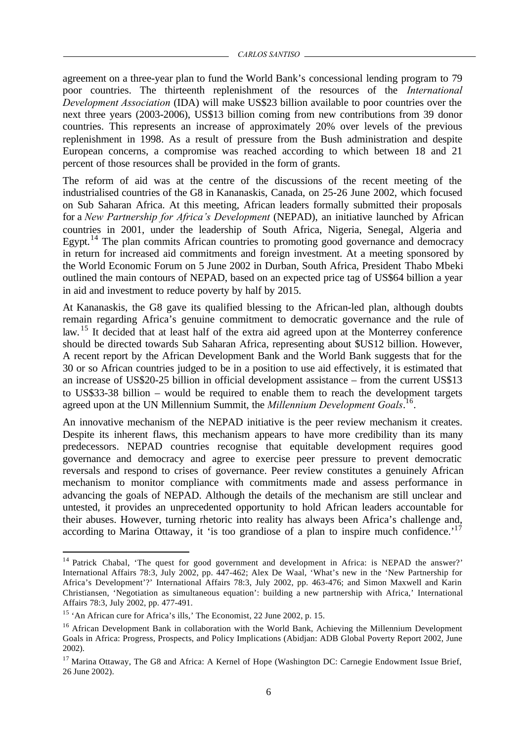agreement on a three-year plan to fund the World Bank's concessional lending program to 79 poor countries. The thirteenth replenishment of the resources of the *International Development Association* (IDA) will make US$23 billion available to poor countries over the next three years (2003-2006), US$13 billion coming from new contributions from 39 donor countries. This represents an increase of approximately 20% over levels of the previous replenishment in 1998. As a result of pressure from the Bush administration and despite European concerns, a compromise was reached according to which between 18 and 21 percent of those resources shall be provided in the form of grants.

The reform of aid was at the centre of the discussions of the recent meeting of the industrialised countries of the G8 in Kananaskis, Canada, on 25-26 June 2002, which focused on Sub Saharan Africa. At this meeting, African leaders formally submitted their proposals for a *New Partnership for Africa's Development* (NEPAD), an initiative launched by African countries in 2001, under the leadership of South Africa, Nigeria, Senegal, Algeria and Egypt.[14] The plan commits African countries to promoting good governance and democracy in return for increased aid commitments and foreign investment. At a meeting sponsored by the World Economic Forum on 5 June 2002 in Durban, South Africa, President Thabo Mbeki outlined the main contours of NEPAD, based on an expected price tag of US$64 billion a year in aid and investment to reduce poverty by half by 2015.

At Kananaskis, the G8 gave its qualified blessing to the African-led plan, although doubts remain regarding Africa's genuine commitment to democratic governance and the rule of law.[15] It decided that at least half of the extra aid agreed upon at the Monterrey conference should be directed towards Sub Saharan Africa, representing about $US12 billion. However, A recent report by the African Development Bank and the World Bank suggests that for the 30 or so African countries judged to be in a position to use aid effectively, it is estimated that an increase of US$20-25 billion in official development assistance – from the current US$13 to US$33-38 billion – would be required to enable them to reach the development targets agreed upon at the UN Millennium Summit, the *Millennium Development Goals*.[16].

An innovative mechanism of the NEPAD initiative is the peer review mechanism it creates. Despite its inherent flaws, this mechanism appears to have more credibility than its many predecessors. NEPAD countries recognise that equitable development requires good governance and democracy and agree to exercise peer pressure to prevent democratic reversals and respond to crises of governance. Peer review constitutes a genuinely African mechanism to monitor compliance with commitments made and assess performance in advancing the goals of NEPAD. Although the details of the mechanism are still unclear and untested, it provides an unprecedented opportunity to hold African leaders accountable for their abuses. However, turning rhetoric into reality has always been Africa's challenge and, according to Marina Ottaway, it 'is too grandiose of a plan to inspire much confidence.'[17]

---

[14] Patrick Chabal, 'The quest for good government and development in Africa: is NEPAD the answer?' International Affairs 78:3, July 2002, pp. 447-462; Alex De Waal, 'What's new in the 'New Partnership for Africa's Development'?' International Affairs 78:3, July 2002, pp. 463-476; and Simon Maxwell and Karin Christiansen, 'Negotiation as simultaneous equation': building a new partnership with Africa,' International Affairs 78:3, July 2002, pp. 477-491.

[15] 'An African cure for Africa's ills,' The Economist, 22 June 2002, p. 15.

[16] African Development Bank in collaboration with the World Bank, Achieving the Millennium Development Goals in Africa: Progress, Prospects, and Policy Implications (Abidjan: ADB Global Poverty Report 2002, June 2002).

[17] Marina Ottaway, The G8 and Africa: A Kernel of Hope (Washington DC: Carnegie Endowment Issue Brief, 26 June 2002).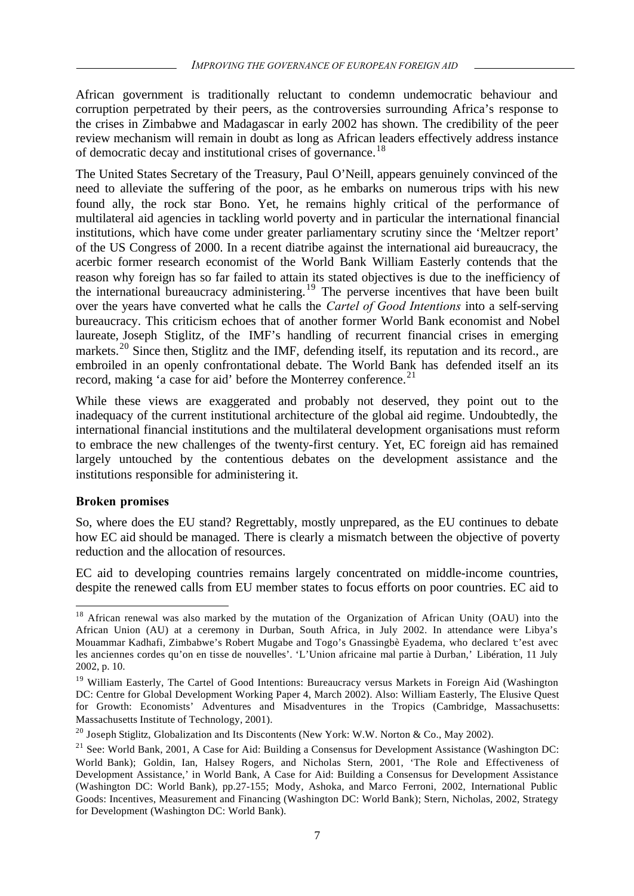African government is traditionally reluctant to condemn undemocratic behaviour and corruption perpetrated by their peers, as the controversies surrounding Africa's response to the crises in Zimbabwe and Madagascar in early 2002 has shown. The credibility of the peer review mechanism will remain in doubt as long as African leaders effectively address instance of democratic decay and institutional crises of governance.[18]

The United States Secretary of the Treasury, Paul O'Neill, appears genuinely convinced of the need to alleviate the suffering of the poor, as he embarks on numerous trips with his new found ally, the rock star Bono. Yet, he remains highly critical of the performance of multilateral aid agencies in tackling world poverty and in particular the international financial institutions, which have come under greater parliamentary scrutiny since the 'Meltzer report' of the US Congress of 2000. In a recent diatribe against the international aid bureaucracy, the acerbic former research economist of the World Bank William Easterly contends that the reason why foreign has so far failed to attain its stated objectives is due to the inefficiency of the international bureaucracy administering.[19] The perverse incentives that have been built over the years have converted what he calls the *Cartel of Good Intentions* into a self-serving bureaucracy. This criticism echoes that of another former World Bank economist and Nobel laureate, Joseph Stiglitz, of the IMF's handling of recurrent financial crises in emerging markets.[20] Since then, Stiglitz and the IMF, defending itself, its reputation and its record., are embroiled in an openly confrontational debate. The World Bank has defended itself an its record, making 'a case for aid' before the Monterrey conference.[21]

While these views are exaggerated and probably not deserved, they point out to the inadequacy of the current institutional architecture of the global aid regime. Undoubtedly, the international financial institutions and the multilateral development organisations must reform to embrace the new challenges of the twenty-first century. Yet, EC foreign aid has remained largely untouched by the contentious debates on the development assistance and the institutions responsible for administering it.

**Broken promises**

So, where does the EU stand? Regrettably, mostly unprepared, as the EU continues to debate how EC aid should be managed. There is clearly a mismatch between the objective of poverty reduction and the allocation of resources.

EC aid to developing countries remains largely concentrated on middle-income countries, despite the renewed calls from EU member states to focus efforts on poor countries. EC aid to

---

[18] African renewal was also marked by the mutation of the Organization of African Unity (OAU) into the African Union (AU) at a ceremony in Durban, South Africa, in July 2002. In attendance were Libya's Mouammar Kadhafi, Zimbabwe's Robert Mugabe and Togo's Gnassingbè Eyadema, who declared 'c'est avec les anciennes cordes qu'on en tisse de nouvelles'. 'L'Union africaine mal partie à Durban,' Libération, 11 July 2002, p. 10.

[19] William Easterly, The Cartel of Good Intentions: Bureaucracy versus Markets in Foreign Aid (Washington DC: Centre for Global Development Working Paper 4, March 2002). Also: William Easterly, The Elusive Quest for Growth: Economists' Adventures and Misadventures in the Tropics (Cambridge, Massachusetts: Massachusetts Institute of Technology, 2001).

[20] Joseph Stiglitz, Globalization and Its Discontents (New York: W.W. Norton & Co., May 2002).

[21] See: World Bank, 2001, A Case for Aid: Building a Consensus for Development Assistance (Washington DC: World Bank); Goldin, Ian, Halsey Rogers, and Nicholas Stern, 2001, 'The Role and Effectiveness of Development Assistance,' in World Bank, A Case for Aid: Building a Consensus for Development Assistance (Washington DC: World Bank), pp.27-155; Mody, Ashoka, and Marco Ferroni, 2002, International Public Goods: Incentives, Measurement and Financing (Washington DC: World Bank); Stern, Nicholas, 2002, Strategy for Development (Washington DC: World Bank).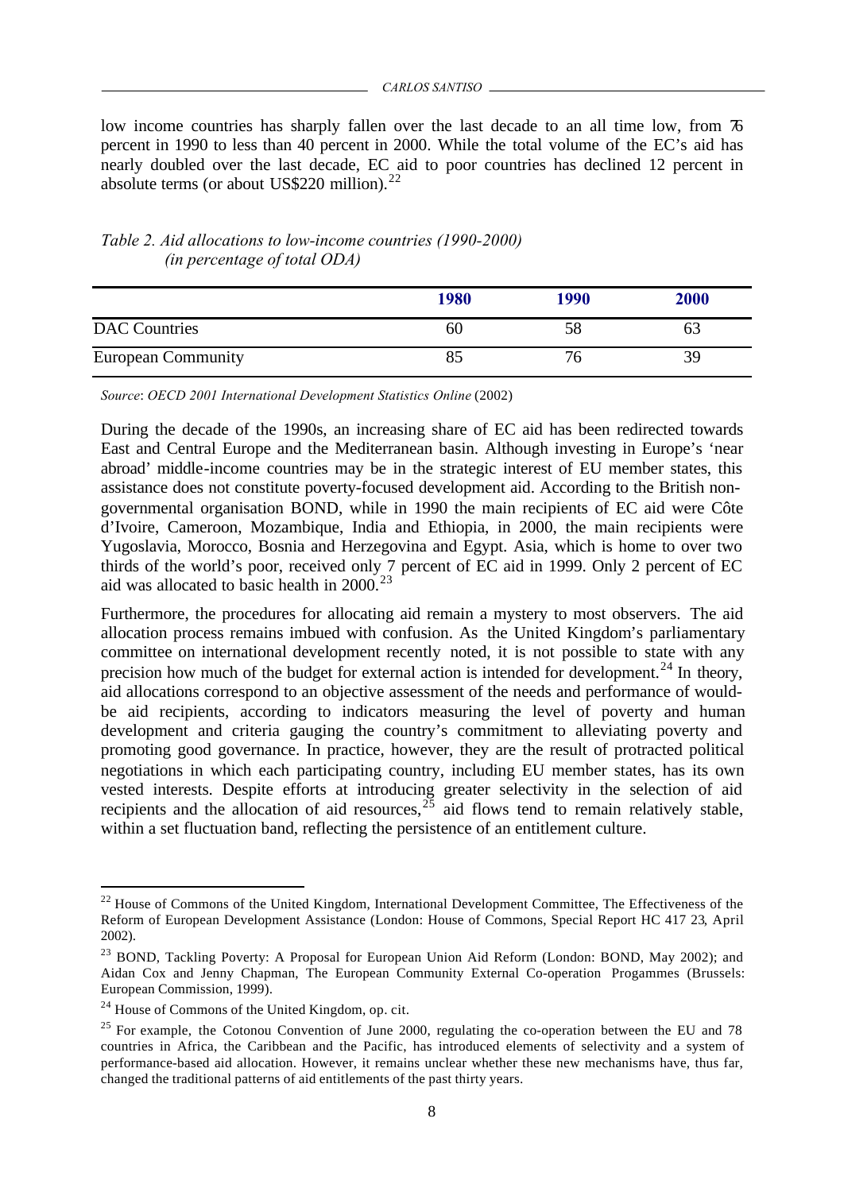low income countries has sharply fallen over the last decade to an all time low, from 76 percent in 1990 to less than 40 percent in 2000. While the total volume of the EC's aid has nearly doubled over the last decade, EC aid to poor countries has declined 12 percent in absolute terms (or about US$220 million).[22]

*Table 2. Aid allocations to low-income countries (1990-2000)*
*(in percentage of total ODA)*

| | 1980 | 1990 | 2000 |
|---|---|---|---|
| DAC Countries | 60 | 58 | 63 |
| European Community | 85 | 76 | 39 |

*Source*: *OECD 2001 International Development Statistics Online* (2002)

During the decade of the 1990s, an increasing share of EC aid has been redirected towards East and Central Europe and the Mediterranean basin. Although investing in Europe's 'near abroad' middle-income countries may be in the strategic interest of EU member states, this assistance does not constitute poverty-focused development aid. According to the British non-governmental organisation BOND, while in 1990 the main recipients of EC aid were Côte d'Ivoire, Cameroon, Mozambique, India and Ethiopia, in 2000, the main recipients were Yugoslavia, Morocco, Bosnia and Herzegovina and Egypt. Asia, which is home to over two thirds of the world's poor, received only 7 percent of EC aid in 1999. Only 2 percent of EC aid was allocated to basic health in 2000.[23]

Furthermore, the procedures for allocating aid remain a mystery to most observers. The aid allocation process remains imbued with confusion. As the United Kingdom's parliamentary committee on international development recently noted, it is not possible to state with any precision how much of the budget for external action is intended for development.[24] In theory, aid allocations correspond to an objective assessment of the needs and performance of would-be aid recipients, according to indicators measuring the level of poverty and human development and criteria gauging the country's commitment to alleviating poverty and promoting good governance. In practice, however, they are the result of protracted political negotiations in which each participating country, including EU member states, has its own vested interests. Despite efforts at introducing greater selectivity in the selection of aid recipients and the allocation of aid resources,[25] aid flows tend to remain relatively stable, within a set fluctuation band, reflecting the persistence of an entitlement culture.

---

[22] House of Commons of the United Kingdom, International Development Committee, The Effectiveness of the Reform of European Development Assistance (London: House of Commons, Special Report HC 417 23, April 2002).

[23] BOND, Tackling Poverty: A Proposal for European Union Aid Reform (London: BOND, May 2002); and Aidan Cox and Jenny Chapman, The European Community External Co-operation Progammes (Brussels: European Commission, 1999).

[24] House of Commons of the United Kingdom, op. cit.

[25] For example, the Cotonou Convention of June 2000, regulating the co-operation between the EU and 78 countries in Africa, the Caribbean and the Pacific, has introduced elements of selectivity and a system of performance-based aid allocation. However, it remains unclear whether these new mechanisms have, thus far, changed the traditional patterns of aid entitlements of the past thirty years.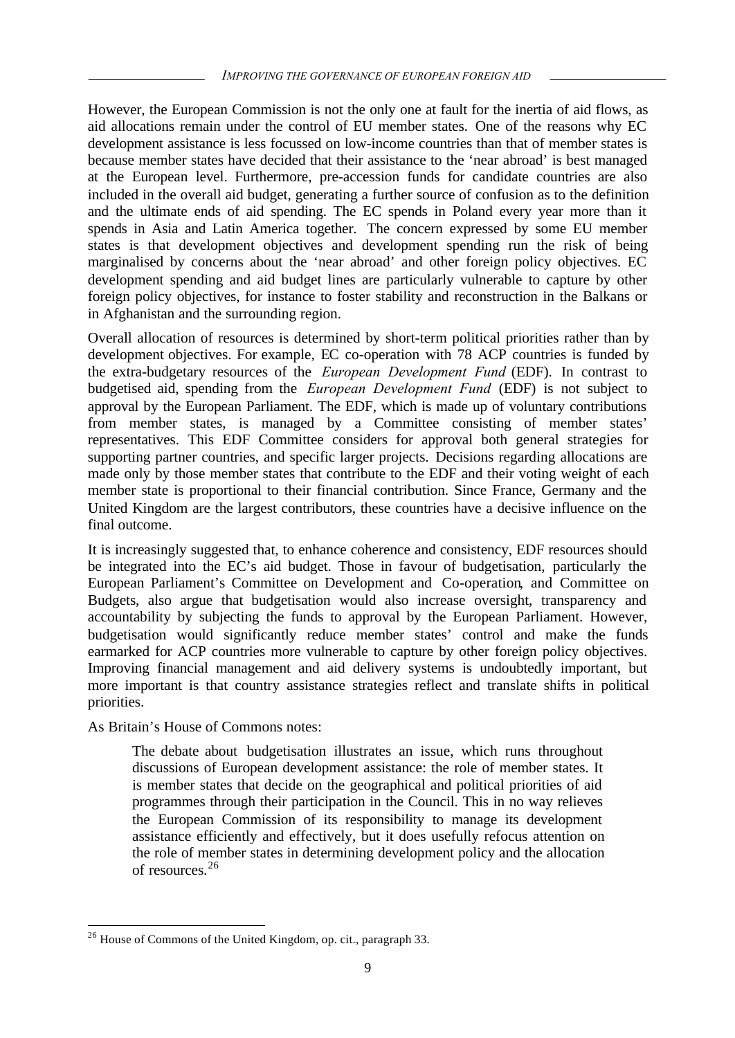However, the European Commission is not the only one at fault for the inertia of aid flows, as aid allocations remain under the control of EU member states. One of the reasons why EC development assistance is less focussed on low-income countries than that of member states is because member states have decided that their assistance to the 'near abroad' is best managed at the European level. Furthermore, pre-accession funds for candidate countries are also included in the overall aid budget, generating a further source of confusion as to the definition and the ultimate ends of aid spending. The EC spends in Poland every year more than it spends in Asia and Latin America together. The concern expressed by some EU member states is that development objectives and development spending run the risk of being marginalised by concerns about the 'near abroad' and other foreign policy objectives. EC development spending and aid budget lines are particularly vulnerable to capture by other foreign policy objectives, for instance to foster stability and reconstruction in the Balkans or in Afghanistan and the surrounding region.

Overall allocation of resources is determined by short-term political priorities rather than by development objectives. For example, EC co-operation with 78 ACP countries is funded by the extra-budgetary resources of the *European Development Fund* (EDF). In contrast to budgetised aid, spending from the *European Development Fund* (EDF) is not subject to approval by the European Parliament. The EDF, which is made up of voluntary contributions from member states, is managed by a Committee consisting of member states' representatives. This EDF Committee considers for approval both general strategies for supporting partner countries, and specific larger projects. Decisions regarding allocations are made only by those member states that contribute to the EDF and their voting weight of each member state is proportional to their financial contribution. Since France, Germany and the United Kingdom are the largest contributors, these countries have a decisive influence on the final outcome.

It is increasingly suggested that, to enhance coherence and consistency, EDF resources should be integrated into the EC's aid budget. Those in favour of budgetisation, particularly the European Parliament's Committee on Development and Co-operation, and Committee on Budgets, also argue that budgetisation would also increase oversight, transparency and accountability by subjecting the funds to approval by the European Parliament. However, budgetisation would significantly reduce member states' control and make the funds earmarked for ACP countries more vulnerable to capture by other foreign policy objectives. Improving financial management and aid delivery systems is undoubtedly important, but more important is that country assistance strategies reflect and translate shifts in political priorities.

As Britain's House of Commons notes:

> The debate about budgetisation illustrates an issue, which runs throughout discussions of European development assistance: the role of member states. It is member states that decide on the geographical and political priorities of aid programmes through their participation in the Council. This in no way relieves the European Commission of its responsibility to manage its development assistance efficiently and effectively, but it does usefully refocus attention on the role of member states in determining development policy and the allocation of resources.[26]

---

[26] House of Commons of the United Kingdom, op. cit., paragraph 33.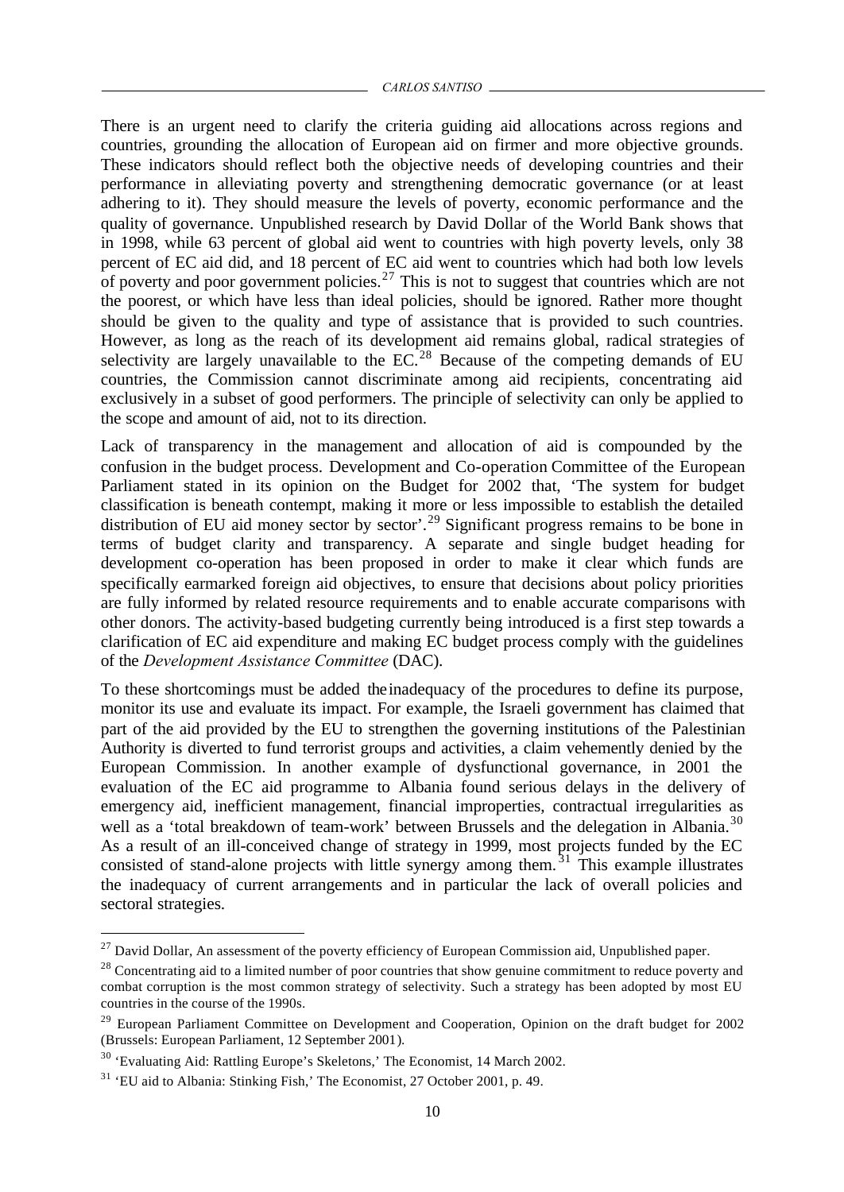There is an urgent need to clarify the criteria guiding aid allocations across regions and countries, grounding the allocation of European aid on firmer and more objective grounds. These indicators should reflect both the objective needs of developing countries and their performance in alleviating poverty and strengthening democratic governance (or at least adhering to it). They should measure the levels of poverty, economic performance and the quality of governance. Unpublished research by David Dollar of the World Bank shows that in 1998, while 63 percent of global aid went to countries with high poverty levels, only 38 percent of EC aid did, and 18 percent of EC aid went to countries which had both low levels of poverty and poor government policies.[27] This is not to suggest that countries which are not the poorest, or which have less than ideal policies, should be ignored. Rather more thought should be given to the quality and type of assistance that is provided to such countries. However, as long as the reach of its development aid remains global, radical strategies of selectivity are largely unavailable to the EC.[28] Because of the competing demands of EU countries, the Commission cannot discriminate among aid recipients, concentrating aid exclusively in a subset of good performers. The principle of selectivity can only be applied to the scope and amount of aid, not to its direction.

Lack of transparency in the management and allocation of aid is compounded by the confusion in the budget process. Development and Co-operation Committee of the European Parliament stated in its opinion on the Budget for 2002 that, 'The system for budget classification is beneath contempt, making it more or less impossible to establish the detailed distribution of EU aid money sector by sector'.[29] Significant progress remains to be bone in terms of budget clarity and transparency. A separate and single budget heading for development co-operation has been proposed in order to make it clear which funds are specifically earmarked foreign aid objectives, to ensure that decisions about policy priorities are fully informed by related resource requirements and to enable accurate comparisons with other donors. The activity-based budgeting currently being introduced is a first step towards a clarification of EC aid expenditure and making EC budget process comply with the guidelines of the *Development Assistance Committee* (DAC).

To these shortcomings must be added the inadequacy of the procedures to define its purpose, monitor its use and evaluate its impact. For example, the Israeli government has claimed that part of the aid provided by the EU to strengthen the governing institutions of the Palestinian Authority is diverted to fund terrorist groups and activities, a claim vehemently denied by the European Commission. In another example of dysfunctional governance, in 2001 the evaluation of the EC aid programme to Albania found serious delays in the delivery of emergency aid, inefficient management, financial improperties, contractual irregularities as well as a 'total breakdown of team-work' between Brussels and the delegation in Albania.[30] As a result of an ill-conceived change of strategy in 1999, most projects funded by the EC consisted of stand-alone projects with little synergy among them.[31] This example illustrates the inadequacy of current arrangements and in particular the lack of overall policies and sectoral strategies.

---

[27] David Dollar, An assessment of the poverty efficiency of European Commission aid, Unpublished paper.

[28] Concentrating aid to a limited number of poor countries that show genuine commitment to reduce poverty and combat corruption is the most common strategy of selectivity. Such a strategy has been adopted by most EU countries in the course of the 1990s.

[29] European Parliament Committee on Development and Cooperation, Opinion on the draft budget for 2002 (Brussels: European Parliament, 12 September 2001).

[30] 'Evaluating Aid: Rattling Europe's Skeletons,' The Economist, 14 March 2002.

[31] 'EU aid to Albania: Stinking Fish,' The Economist, 27 October 2001, p. 49.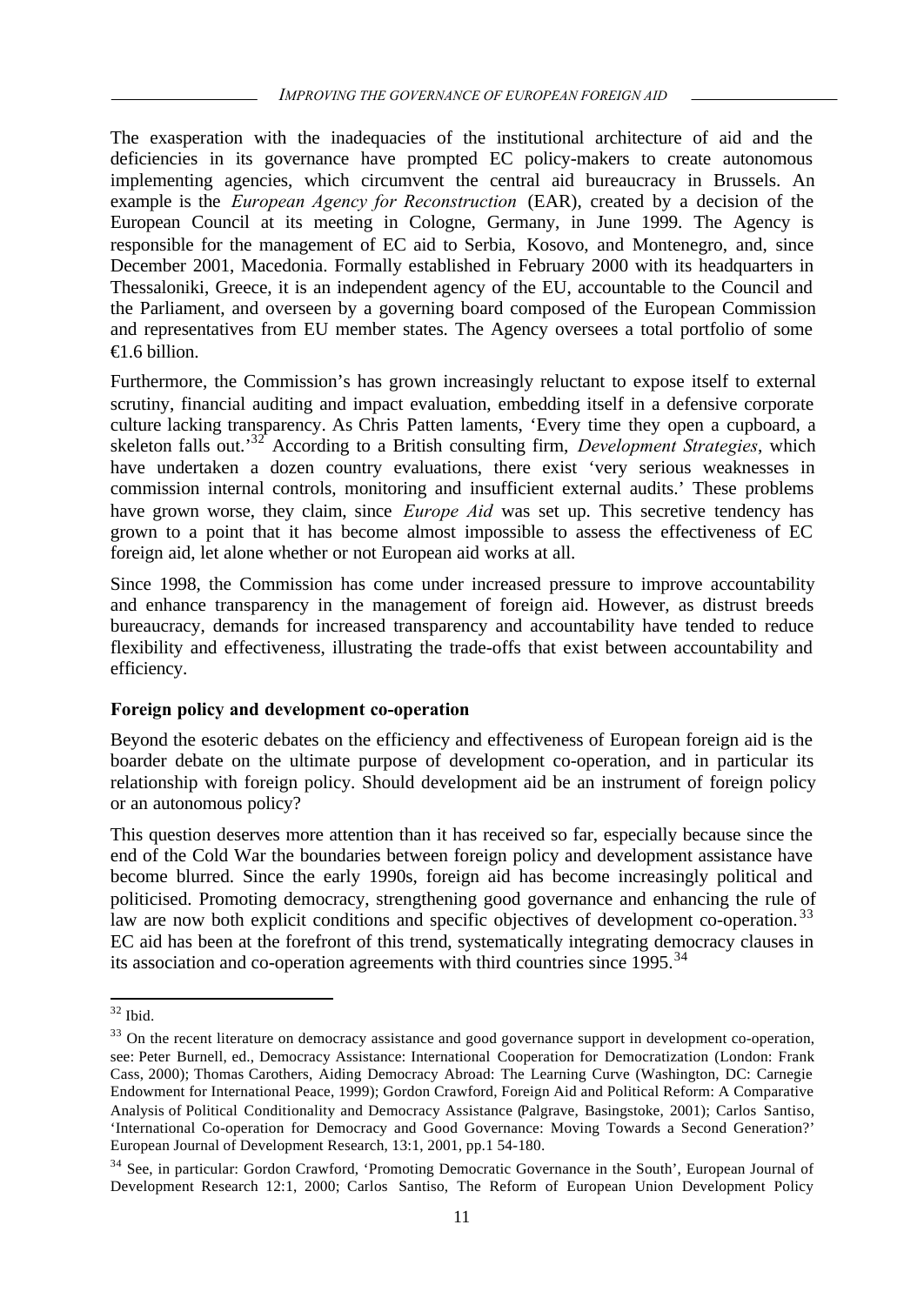The exasperation with the inadequacies of the institutional architecture of aid and the deficiencies in its governance have prompted EC policy-makers to create autonomous implementing agencies, which circumvent the central aid bureaucracy in Brussels. An example is the *European Agency for Reconstruction* (EAR), created by a decision of the European Council at its meeting in Cologne, Germany, in June 1999. The Agency is responsible for the management of EC aid to Serbia, Kosovo, and Montenegro, and, since December 2001, Macedonia. Formally established in February 2000 with its headquarters in Thessaloniki, Greece, it is an independent agency of the EU, accountable to the Council and the Parliament, and overseen by a governing board composed of the European Commission and representatives from EU member states. The Agency oversees a total portfolio of some €1.6 billion.

Furthermore, the Commission's has grown increasingly reluctant to expose itself to external scrutiny, financial auditing and impact evaluation, embedding itself in a defensive corporate culture lacking transparency. As Chris Patten laments, 'Every time they open a cupboard, a skeleton falls out.'[32] According to a British consulting firm, *Development Strategies*, which have undertaken a dozen country evaluations, there exist 'very serious weaknesses in commission internal controls, monitoring and insufficient external audits.' These problems have grown worse, they claim, since *Europe Aid* was set up. This secretive tendency has grown to a point that it has become almost impossible to assess the effectiveness of EC foreign aid, let alone whether or not European aid works at all.

Since 1998, the Commission has come under increased pressure to improve accountability and enhance transparency in the management of foreign aid. However, as distrust breeds bureaucracy, demands for increased transparency and accountability have tended to reduce flexibility and effectiveness, illustrating the trade-offs that exist between accountability and efficiency.

**Foreign policy and development co-operation**

Beyond the esoteric debates on the efficiency and effectiveness of European foreign aid is the boarder debate on the ultimate purpose of development co-operation, and in particular its relationship with foreign policy. Should development aid be an instrument of foreign policy or an autonomous policy?

This question deserves more attention than it has received so far, especially because since the end of the Cold War the boundaries between foreign policy and development assistance have become blurred. Since the early 1990s, foreign aid has become increasingly political and politicised. Promoting democracy, strengthening good governance and enhancing the rule of law are now both explicit conditions and specific objectives of development co-operation.[33] EC aid has been at the forefront of this trend, systematically integrating democracy clauses in its association and co-operation agreements with third countries since 1995.[34]

---

[32] Ibid.

[33] On the recent literature on democracy assistance and good governance support in development co-operation, see: Peter Burnell, ed., Democracy Assistance: International Cooperation for Democratization (London: Frank Cass, 2000); Thomas Carothers, Aiding Democracy Abroad: The Learning Curve (Washington, DC: Carnegie Endowment for International Peace, 1999); Gordon Crawford, Foreign Aid and Political Reform: A Comparative Analysis of Political Conditionality and Democracy Assistance (Palgrave, Basingstoke, 2001); Carlos Santiso, 'International Co-operation for Democracy and Good Governance: Moving Towards a Second Generation?' European Journal of Development Research, 13:1, 2001, pp.1 54-180.

[34] See, in particular: Gordon Crawford, 'Promoting Democratic Governance in the South', European Journal of Development Research 12:1, 2000; Carlos Santiso, The Reform of European Union Development Policy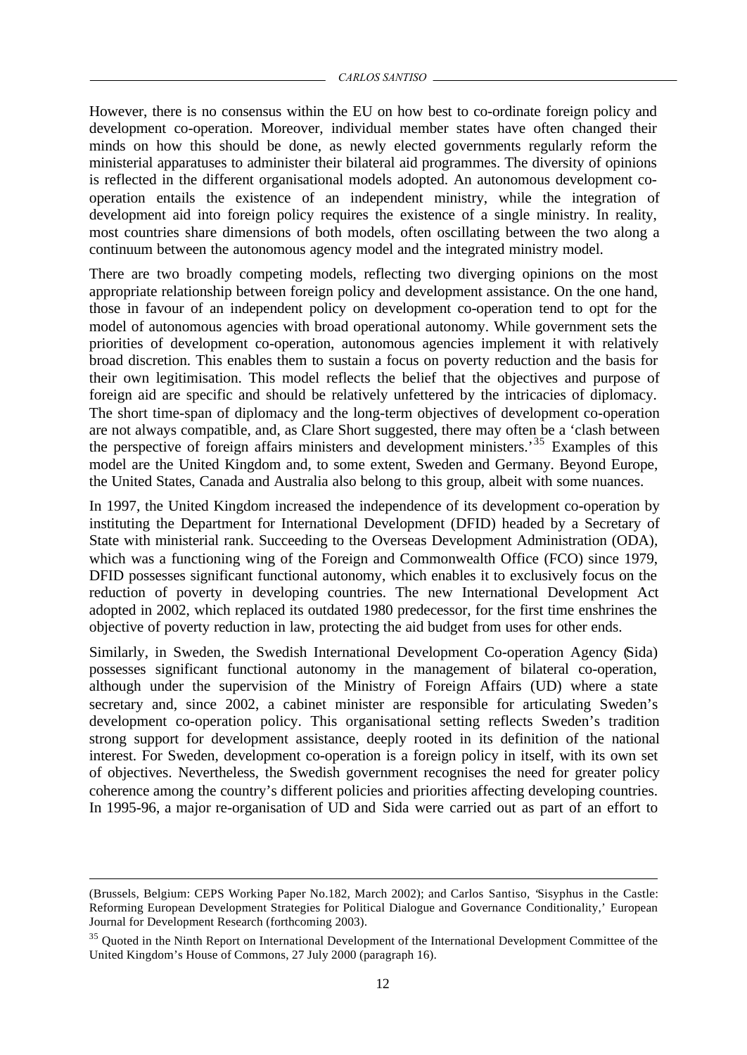However, there is no consensus within the EU on how best to co-ordinate foreign policy and development co-operation. Moreover, individual member states have often changed their minds on how this should be done, as newly elected governments regularly reform the ministerial apparatuses to administer their bilateral aid programmes. The diversity of opinions is reflected in the different organisational models adopted. An autonomous development co-operation entails the existence of an independent ministry, while the integration of development aid into foreign policy requires the existence of a single ministry. In reality, most countries share dimensions of both models, often oscillating between the two along a continuum between the autonomous agency model and the integrated ministry model.

There are two broadly competing models, reflecting two diverging opinions on the most appropriate relationship between foreign policy and development assistance. On the one hand, those in favour of an independent policy on development co-operation tend to opt for the model of autonomous agencies with broad operational autonomy. While government sets the priorities of development co-operation, autonomous agencies implement it with relatively broad discretion. This enables them to sustain a focus on poverty reduction and the basis for their own legitimisation. This model reflects the belief that the objectives and purpose of foreign aid are specific and should be relatively unfettered by the intricacies of diplomacy. The short time-span of diplomacy and the long-term objectives of development co-operation are not always compatible, and, as Clare Short suggested, there may often be a 'clash between the perspective of foreign affairs ministers and development ministers.'[35] Examples of this model are the United Kingdom and, to some extent, Sweden and Germany. Beyond Europe, the United States, Canada and Australia also belong to this group, albeit with some nuances.

In 1997, the United Kingdom increased the independence of its development co-operation by instituting the Department for International Development (DFID) headed by a Secretary of State with ministerial rank. Succeeding to the Overseas Development Administration (ODA), which was a functioning wing of the Foreign and Commonwealth Office (FCO) since 1979, DFID possesses significant functional autonomy, which enables it to exclusively focus on the reduction of poverty in developing countries. The new International Development Act adopted in 2002, which replaced its outdated 1980 predecessor, for the first time enshrines the objective of poverty reduction in law, protecting the aid budget from uses for other ends.

Similarly, in Sweden, the Swedish International Development Co-operation Agency (Sida) possesses significant functional autonomy in the management of bilateral co-operation, although under the supervision of the Ministry of Foreign Affairs (UD) where a state secretary and, since 2002, a cabinet minister are responsible for articulating Sweden's development co-operation policy. This organisational setting reflects Sweden's tradition strong support for development assistance, deeply rooted in its definition of the national interest. For Sweden, development co-operation is a foreign policy in itself, with its own set of objectives. Nevertheless, the Swedish government recognises the need for greater policy coherence among the country's different policies and priorities affecting developing countries. In 1995-96, a major re-organisation of UD and Sida were carried out as part of an effort to

---

(Brussels, Belgium: CEPS Working Paper No.182, March 2002); and Carlos Santiso, 'Sisyphus in the Castle: Reforming European Development Strategies for Political Dialogue and Governance Conditionality,' European Journal for Development Research (forthcoming 2003).

[35] Quoted in the Ninth Report on International Development of the International Development Committee of the United Kingdom's House of Commons, 27 July 2000 (paragraph 16).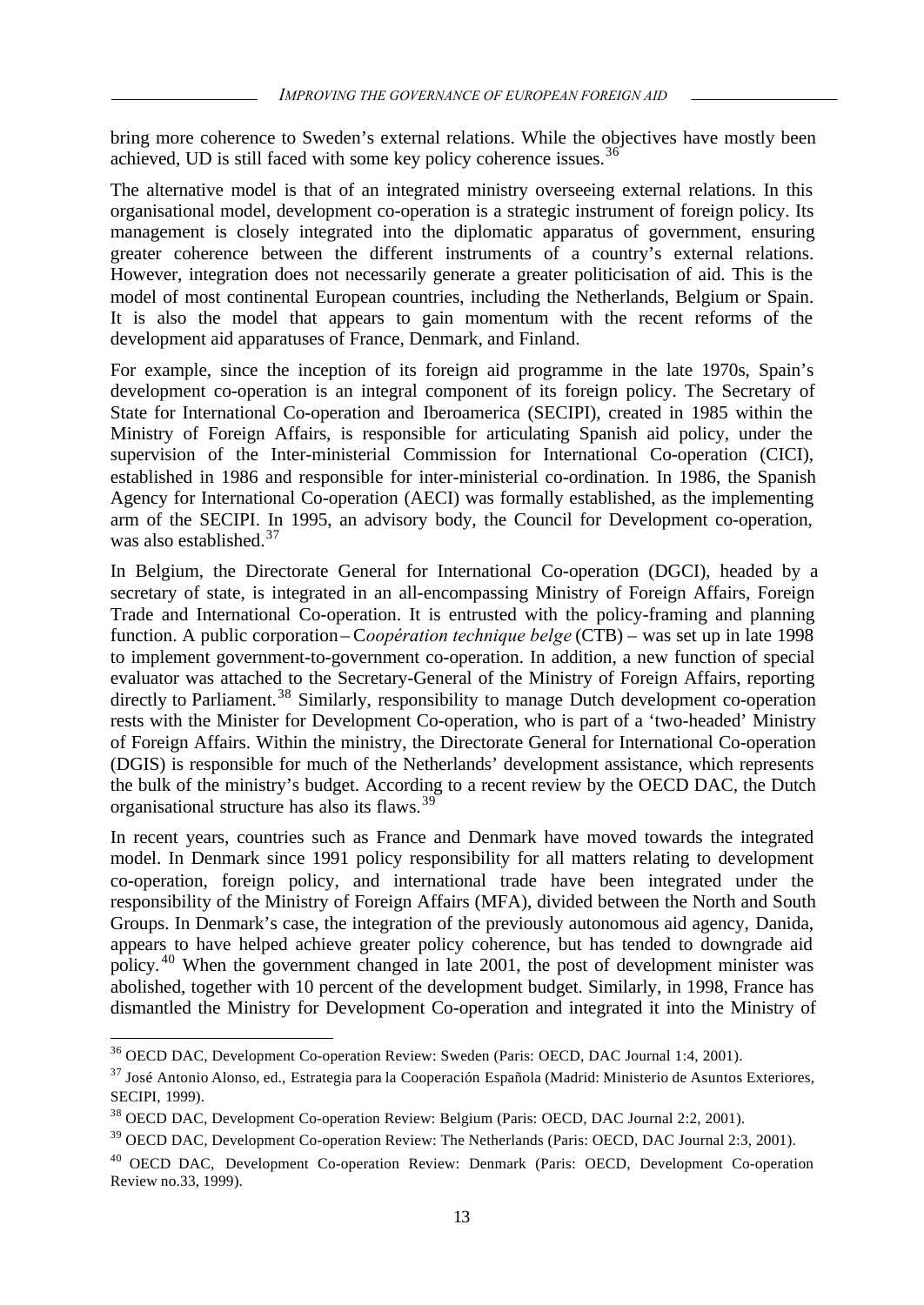bring more coherence to Sweden's external relations. While the objectives have mostly been achieved, UD is still faced with some key policy coherence issues.[36]

The alternative model is that of an integrated ministry overseeing external relations. In this organisational model, development co-operation is a strategic instrument of foreign policy. Its management is closely integrated into the diplomatic apparatus of government, ensuring greater coherence between the different instruments of a country's external relations. However, integration does not necessarily generate a greater politicisation of aid. This is the model of most continental European countries, including the Netherlands, Belgium or Spain. It is also the model that appears to gain momentum with the recent reforms of the development aid apparatuses of France, Denmark, and Finland.

For example, since the inception of its foreign aid programme in the late 1970s, Spain's development co-operation is an integral component of its foreign policy. The Secretary of State for International Co-operation and Iberoamerica (SECIPI), created in 1985 within the Ministry of Foreign Affairs, is responsible for articulating Spanish aid policy, under the supervision of the Inter-ministerial Commission for International Co-operation (CICI), established in 1986 and responsible for inter-ministerial co-ordination. In 1986, the Spanish Agency for International Co-operation (AECI) was formally established, as the implementing arm of the SECIPI. In 1995, an advisory body, the Council for Development co-operation, was also established.[37]

In Belgium, the Directorate General for International Co-operation (DGCI), headed by a secretary of state, is integrated in an all-encompassing Ministry of Foreign Affairs, Foreign Trade and International Co-operation. It is entrusted with the policy-framing and planning function. A public corporation – C*oopération technique belge* (CTB) – was set up in late 1998 to implement government-to-government co-operation. In addition, a new function of special evaluator was attached to the Secretary-General of the Ministry of Foreign Affairs, reporting directly to Parliament.[38] Similarly, responsibility to manage Dutch development co-operation rests with the Minister for Development Co-operation, who is part of a 'two-headed' Ministry of Foreign Affairs. Within the ministry, the Directorate General for International Co-operation (DGIS) is responsible for much of the Netherlands' development assistance, which represents the bulk of the ministry's budget. According to a recent review by the OECD DAC, the Dutch organisational structure has also its flaws.[39]

In recent years, countries such as France and Denmark have moved towards the integrated model. In Denmark since 1991 policy responsibility for all matters relating to development co-operation, foreign policy, and international trade have been integrated under the responsibility of the Ministry of Foreign Affairs (MFA), divided between the North and South Groups. In Denmark's case, the integration of the previously autonomous aid agency, Danida, appears to have helped achieve greater policy coherence, but has tended to downgrade aid policy.[40] When the government changed in late 2001, the post of development minister was abolished, together with 10 percent of the development budget. Similarly, in 1998, France has dismantled the Ministry for Development Co-operation and integrated it into the Ministry of

---

[36] OECD DAC, Development Co-operation Review: Sweden (Paris: OECD, DAC Journal 1:4, 2001).

[37] José Antonio Alonso, ed., Estrategia para la Cooperación Española (Madrid: Ministerio de Asuntos Exteriores, SECIPI, 1999).

[38] OECD DAC, Development Co-operation Review: Belgium (Paris: OECD, DAC Journal 2:2, 2001).

[39] OECD DAC, Development Co-operation Review: The Netherlands (Paris: OECD, DAC Journal 2:3, 2001).

[40] OECD DAC, Development Co-operation Review: Denmark (Paris: OECD, Development Co-operation Review no.33, 1999).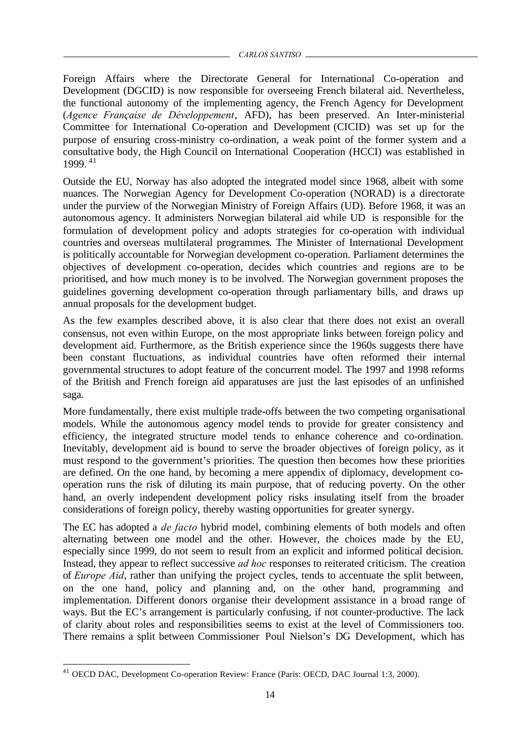Foreign Affairs where the Directorate General for International Co-operation and Development (DGCID) is now responsible for overseeing French bilateral aid. Nevertheless, the functional autonomy of the implementing agency, the French Agency for Development (*Agence Française de Développement*, AFD), has been preserved. An Inter-ministerial Committee for International Co-operation and Development (CICID) was set up for the purpose of ensuring cross-ministry co-ordination, a weak point of the former system and a consultative body, the High Council on International Cooperation (HCCI) was established in 1999.[41]

Outside the EU, Norway has also adopted the integrated model since 1968, albeit with some nuances. The Norwegian Agency for Development Co-operation (NORAD) is a directorate under the purview of the Norwegian Ministry of Foreign Affairs (UD). Before 1968, it was an autonomous agency. It administers Norwegian bilateral aid while UD is responsible for the formulation of development policy and adopts strategies for co-operation with individual countries and overseas multilateral programmes. The Minister of International Development is politically accountable for Norwegian development co-operation. Parliament determines the objectives of development co-operation, decides which countries and regions are to be prioritised, and how much money is to be involved. The Norwegian government proposes the guidelines governing development co-operation through parliamentary bills, and draws up annual proposals for the development budget.

As the few examples described above, it is also clear that there does not exist an overall consensus, not even within Europe, on the most appropriate links between foreign policy and development aid. Furthermore, as the British experience since the 1960s suggests there have been constant fluctuations, as individual countries have often reformed their internal governmental structures to adopt feature of the concurrent model. The 1997 and 1998 reforms of the British and French foreign aid apparatuses are just the last episodes of an unfinished saga.

More fundamentally, there exist multiple trade-offs between the two competing organisational models. While the autonomous agency model tends to provide for greater consistency and efficiency, the integrated structure model tends to enhance coherence and co-ordination. Inevitably, development aid is bound to serve the broader objectives of foreign policy, as it must respond to the government's priorities. The question then becomes how these priorities are defined. On the one hand, by becoming a mere appendix of diplomacy, development co-operation runs the risk of diluting its main purpose, that of reducing poverty. On the other hand, an overly independent development policy risks insulating itself from the broader considerations of foreign policy, thereby wasting opportunities for greater synergy.

The EC has adopted a *de facto* hybrid model, combining elements of both models and often alternating between one model and the other. However, the choices made by the EU, especially since 1999, do not seem to result from an explicit and informed political decision. Instead, they appear to reflect successive *ad hoc* responses to reiterated criticism. The creation of *Europe Aid*, rather than unifying the project cycles, tends to accentuate the split between, on the one hand, policy and planning and, on the other hand, programming and implementation. Different donors organise their development assistance in a broad range of ways. But the EC's arrangement is particularly confusing, if not counter-productive. The lack of clarity about roles and responsibilities seems to exist at the level of Commissioners too. There remains a split between Commissioner Poul Nielson's DG Development, which has

[41] OECD DAC, Development Co-operation Review: France (Paris: OECD, DAC Journal 1:3, 2000).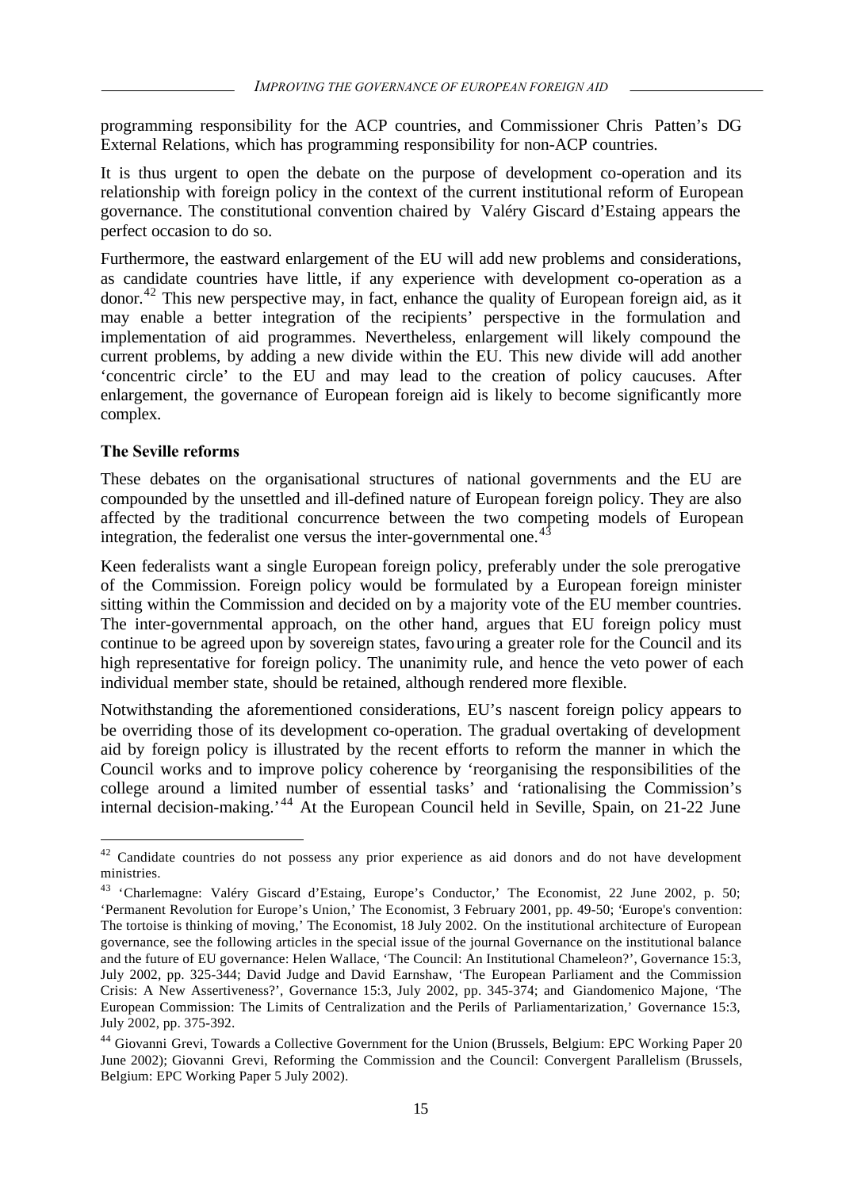programming responsibility for the ACP countries, and Commissioner Chris Patten's DG External Relations, which has programming responsibility for non-ACP countries.

It is thus urgent to open the debate on the purpose of development co-operation and its relationship with foreign policy in the context of the current institutional reform of European governance. The constitutional convention chaired by Valéry Giscard d'Estaing appears the perfect occasion to do so.

Furthermore, the eastward enlargement of the EU will add new problems and considerations, as candidate countries have little, if any experience with development co-operation as a donor.[42] This new perspective may, in fact, enhance the quality of European foreign aid, as it may enable a better integration of the recipients' perspective in the formulation and implementation of aid programmes. Nevertheless, enlargement will likely compound the current problems, by adding a new divide within the EU. This new divide will add another 'concentric circle' to the EU and may lead to the creation of policy caucuses. After enlargement, the governance of European foreign aid is likely to become significantly more complex.

### The Seville reforms

These debates on the organisational structures of national governments and the EU are compounded by the unsettled and ill-defined nature of European foreign policy. They are also affected by the traditional concurrence between the two competing models of European integration, the federalist one versus the inter-governmental one.[43]

Keen federalists want a single European foreign policy, preferably under the sole prerogative of the Commission. Foreign policy would be formulated by a European foreign minister sitting within the Commission and decided on by a majority vote of the EU member countries. The inter-governmental approach, on the other hand, argues that EU foreign policy must continue to be agreed upon by sovereign states, favouring a greater role for the Council and its high representative for foreign policy. The unanimity rule, and hence the veto power of each individual member state, should be retained, although rendered more flexible.

Notwithstanding the aforementioned considerations, EU's nascent foreign policy appears to be overriding those of its development co-operation. The gradual overtaking of development aid by foreign policy is illustrated by the recent efforts to reform the manner in which the Council works and to improve policy coherence by 'reorganising the responsibilities of the college around a limited number of essential tasks' and 'rationalising the Commission's internal decision-making.'[44] At the European Council held in Seville, Spain, on 21-22 June

---

[42] Candidate countries do not possess any prior experience as aid donors and do not have development ministries.

[43] 'Charlemagne: Valéry Giscard d'Estaing, Europe's Conductor,' The Economist, 22 June 2002, p. 50; 'Permanent Revolution for Europe's Union,' The Economist, 3 February 2001, pp. 49-50; 'Europe's convention: The tortoise is thinking of moving,' The Economist, 18 July 2002. On the institutional architecture of European governance, see the following articles in the special issue of the journal Governance on the institutional balance and the future of EU governance: Helen Wallace, 'The Council: An Institutional Chameleon?', Governance 15:3, July 2002, pp. 325-344; David Judge and David Earnshaw, 'The European Parliament and the Commission Crisis: A New Assertiveness?', Governance 15:3, July 2002, pp. 345-374; and Giandomenico Majone, 'The European Commission: The Limits of Centralization and the Perils of Parliamentarization,' Governance 15:3, July 2002, pp. 375-392.

[44] Giovanni Grevi, Towards a Collective Government for the Union (Brussels, Belgium: EPC Working Paper 20 June 2002); Giovanni Grevi, Reforming the Commission and the Council: Convergent Parallelism (Brussels, Belgium: EPC Working Paper 5 July 2002).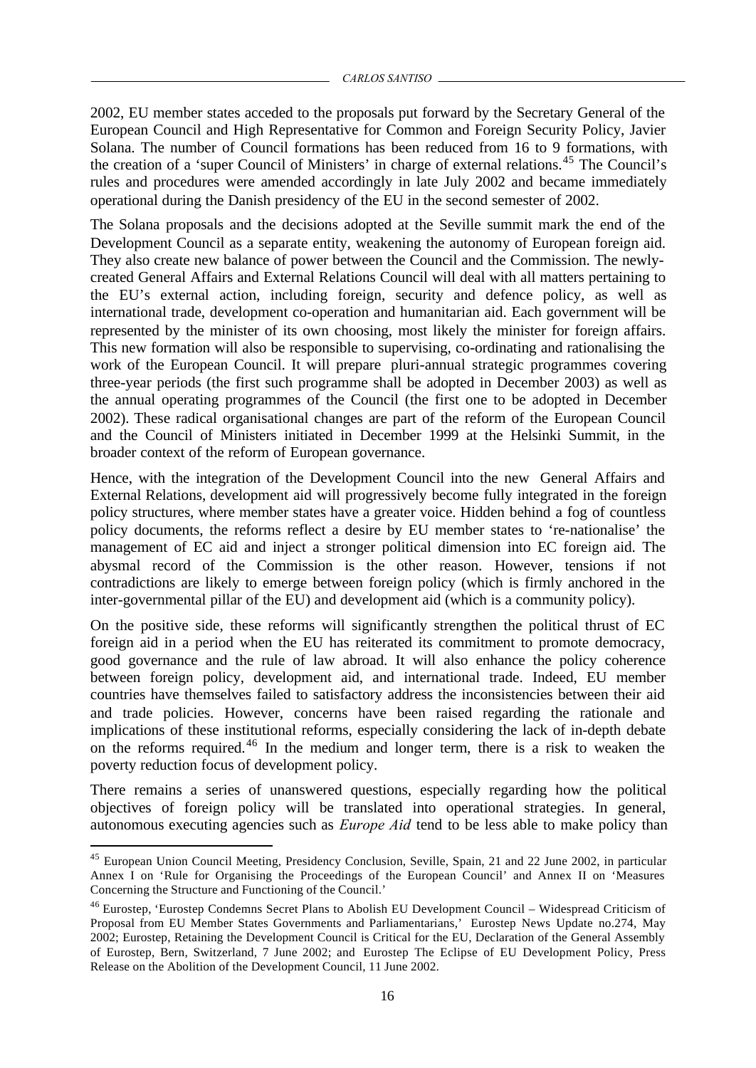2002, EU member states acceded to the proposals put forward by the Secretary General of the European Council and High Representative for Common and Foreign Security Policy, Javier Solana. The number of Council formations has been reduced from 16 to 9 formations, with the creation of a 'super Council of Ministers' in charge of external relations.[45] The Council's rules and procedures were amended accordingly in late July 2002 and became immediately operational during the Danish presidency of the EU in the second semester of 2002.

The Solana proposals and the decisions adopted at the Seville summit mark the end of the Development Council as a separate entity, weakening the autonomy of European foreign aid. They also create new balance of power between the Council and the Commission. The newly-created General Affairs and External Relations Council will deal with all matters pertaining to the EU's external action, including foreign, security and defence policy, as well as international trade, development co-operation and humanitarian aid. Each government will be represented by the minister of its own choosing, most likely the minister for foreign affairs. This new formation will also be responsible to supervising, co-ordinating and rationalising the work of the European Council. It will prepare pluri-annual strategic programmes covering three-year periods (the first such programme shall be adopted in December 2003) as well as the annual operating programmes of the Council (the first one to be adopted in December 2002). These radical organisational changes are part of the reform of the European Council and the Council of Ministers initiated in December 1999 at the Helsinki Summit, in the broader context of the reform of European governance.

Hence, with the integration of the Development Council into the new General Affairs and External Relations, development aid will progressively become fully integrated in the foreign policy structures, where member states have a greater voice. Hidden behind a fog of countless policy documents, the reforms reflect a desire by EU member states to 're-nationalise' the management of EC aid and inject a stronger political dimension into EC foreign aid. The abysmal record of the Commission is the other reason. However, tensions if not contradictions are likely to emerge between foreign policy (which is firmly anchored in the inter-governmental pillar of the EU) and development aid (which is a community policy).

On the positive side, these reforms will significantly strengthen the political thrust of EC foreign aid in a period when the EU has reiterated its commitment to promote democracy, good governance and the rule of law abroad. It will also enhance the policy coherence between foreign policy, development aid, and international trade. Indeed, EU member countries have themselves failed to satisfactory address the inconsistencies between their aid and trade policies. However, concerns have been raised regarding the rationale and implications of these institutional reforms, especially considering the lack of in-depth debate on the reforms required.[46] In the medium and longer term, there is a risk to weaken the poverty reduction focus of development policy.

There remains a series of unanswered questions, especially regarding how the political objectives of foreign policy will be translated into operational strategies. In general, autonomous executing agencies such as *Europe Aid* tend to be less able to make policy than

---

[45] European Union Council Meeting, Presidency Conclusion, Seville, Spain, 21 and 22 June 2002, in particular Annex I on 'Rule for Organising the Proceedings of the European Council' and Annex II on 'Measures Concerning the Structure and Functioning of the Council.'

[46] Eurostep, 'Eurostep Condemns Secret Plans to Abolish EU Development Council – Widespread Criticism of Proposal from EU Member States Governments and Parliamentarians,' Eurostep News Update no.274, May 2002; Eurostep, Retaining the Development Council is Critical for the EU, Declaration of the General Assembly of Eurostep, Bern, Switzerland, 7 June 2002; and Eurostep The Eclipse of EU Development Policy, Press Release on the Abolition of the Development Council, 11 June 2002.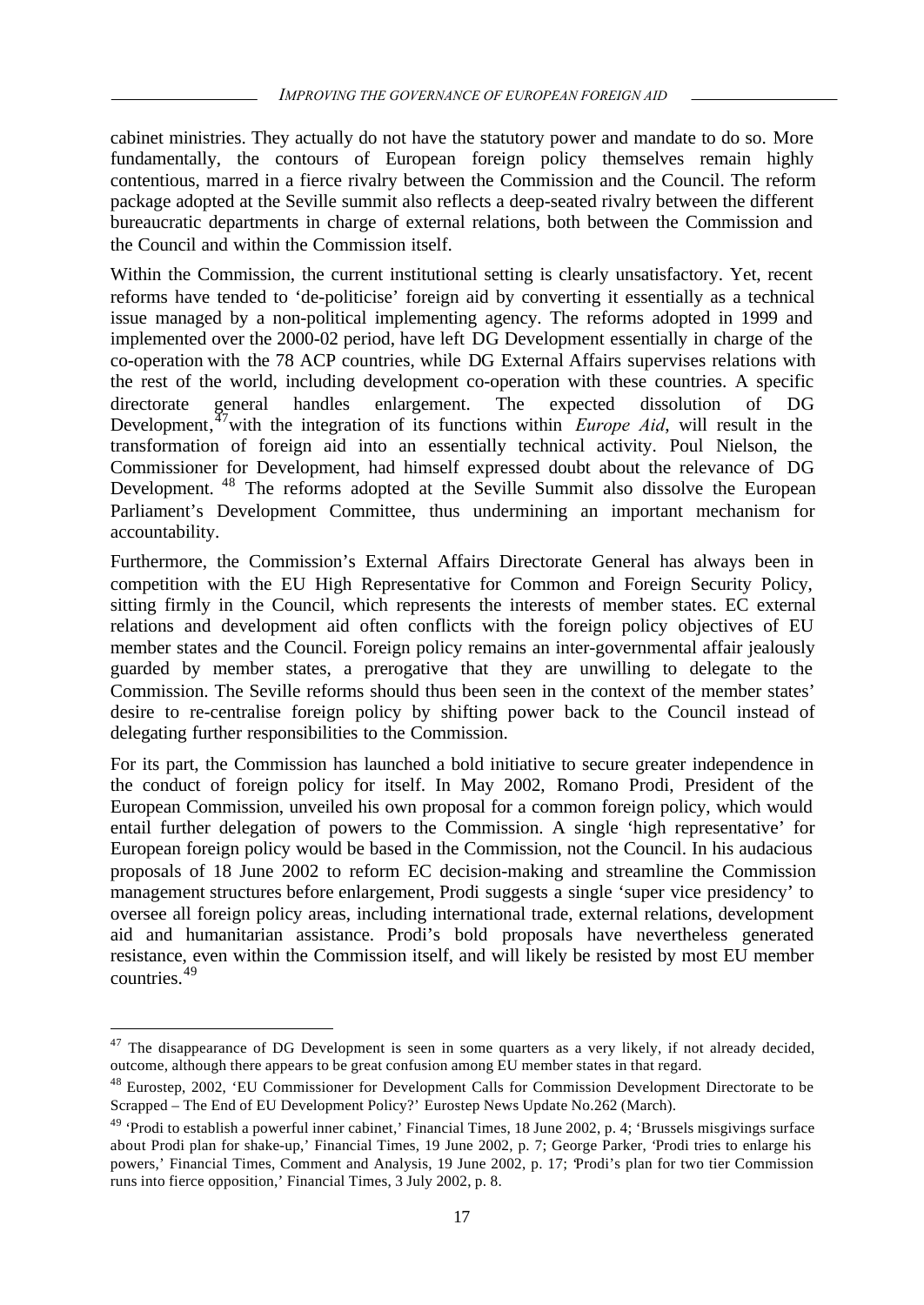cabinet ministries. They actually do not have the statutory power and mandate to do so. More fundamentally, the contours of European foreign policy themselves remain highly contentious, marred in a fierce rivalry between the Commission and the Council. The reform package adopted at the Seville summit also reflects a deep-seated rivalry between the different bureaucratic departments in charge of external relations, both between the Commission and the Council and within the Commission itself.

Within the Commission, the current institutional setting is clearly unsatisfactory. Yet, recent reforms have tended to 'de-politicise' foreign aid by converting it essentially as a technical issue managed by a non-political implementing agency. The reforms adopted in 1999 and implemented over the 2000-02 period, have left DG Development essentially in charge of the co-operation with the 78 ACP countries, while DG External Affairs supervises relations with the rest of the world, including development co-operation with these countries. A specific directorate general handles enlargement. The expected dissolution of DG Development,[47] with the integration of its functions within *Europe Aid*, will result in the transformation of foreign aid into an essentially technical activity. Poul Nielson, the Commissioner for Development, had himself expressed doubt about the relevance of DG Development.[48] The reforms adopted at the Seville Summit also dissolve the European Parliament's Development Committee, thus undermining an important mechanism for accountability.

Furthermore, the Commission's External Affairs Directorate General has always been in competition with the EU High Representative for Common and Foreign Security Policy, sitting firmly in the Council, which represents the interests of member states. EC external relations and development aid often conflicts with the foreign policy objectives of EU member states and the Council. Foreign policy remains an inter-governmental affair jealously guarded by member states, a prerogative that they are unwilling to delegate to the Commission. The Seville reforms should thus been seen in the context of the member states' desire to re-centralise foreign policy by shifting power back to the Council instead of delegating further responsibilities to the Commission.

For its part, the Commission has launched a bold initiative to secure greater independence in the conduct of foreign policy for itself. In May 2002, Romano Prodi, President of the European Commission, unveiled his own proposal for a common foreign policy, which would entail further delegation of powers to the Commission. A single 'high representative' for European foreign policy would be based in the Commission, not the Council. In his audacious proposals of 18 June 2002 to reform EC decision-making and streamline the Commission management structures before enlargement, Prodi suggests a single 'super vice presidency' to oversee all foreign policy areas, including international trade, external relations, development aid and humanitarian assistance. Prodi's bold proposals have nevertheless generated resistance, even within the Commission itself, and will likely be resisted by most EU member countries.[49]

---

[47] The disappearance of DG Development is seen in some quarters as a very likely, if not already decided, outcome, although there appears to be great confusion among EU member states in that regard.

[48] Eurostep, 2002, 'EU Commissioner for Development Calls for Commission Development Directorate to be Scrapped – The End of EU Development Policy?' Eurostep News Update No.262 (March).

[49] 'Prodi to establish a powerful inner cabinet,' Financial Times, 18 June 2002, p. 4; 'Brussels misgivings surface about Prodi plan for shake-up,' Financial Times, 19 June 2002, p. 7; George Parker, 'Prodi tries to enlarge his powers,' Financial Times, Comment and Analysis, 19 June 2002, p. 17; 'Prodi's plan for two tier Commission runs into fierce opposition,' Financial Times, 3 July 2002, p. 8.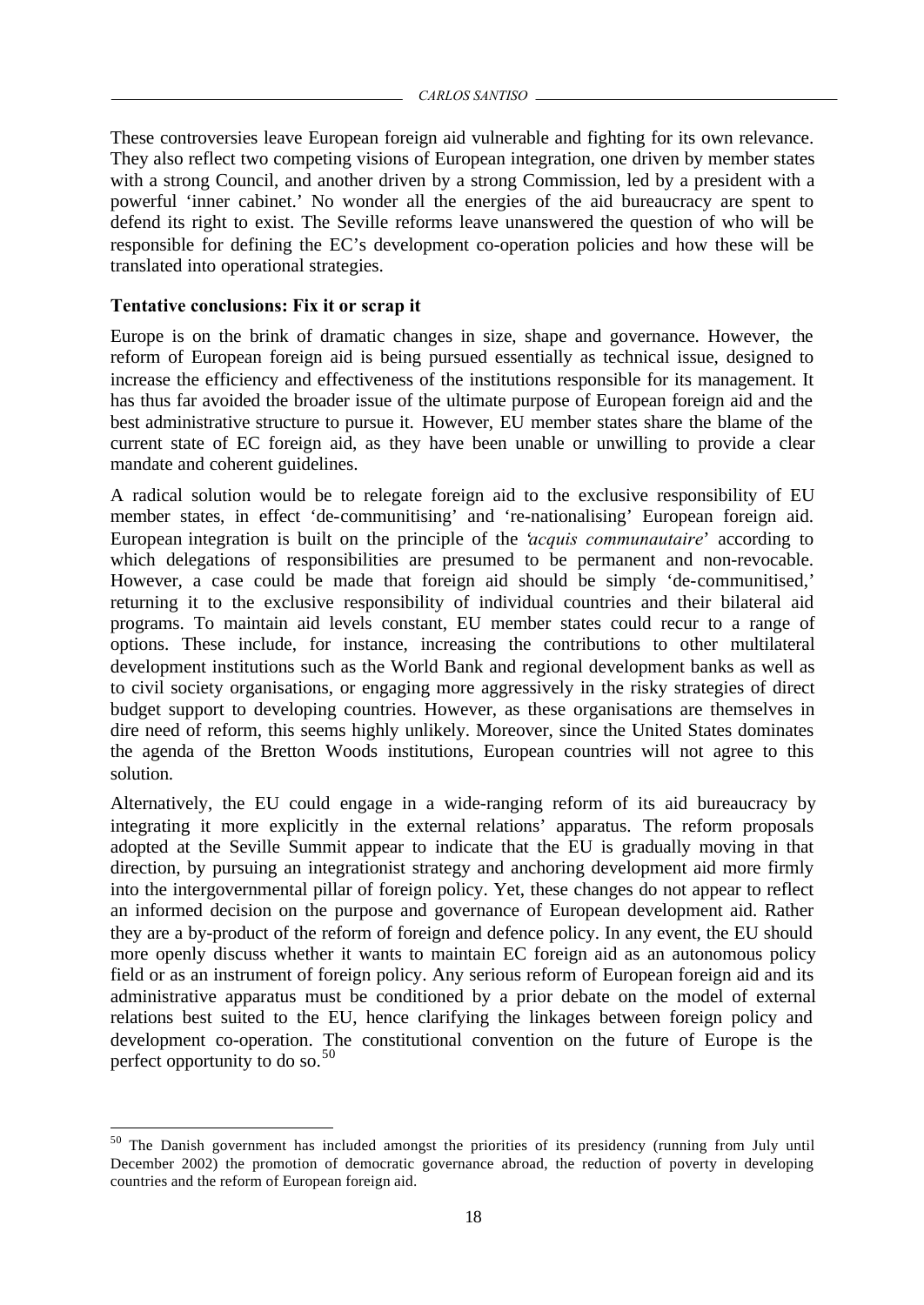These controversies leave European foreign aid vulnerable and fighting for its own relevance. They also reflect two competing visions of European integration, one driven by member states with a strong Council, and another driven by a strong Commission, led by a president with a powerful 'inner cabinet.' No wonder all the energies of the aid bureaucracy are spent to defend its right to exist. The Seville reforms leave unanswered the question of who will be responsible for defining the EC's development co-operation policies and how these will be translated into operational strategies.

**Tentative conclusions: Fix it or scrap it**

Europe is on the brink of dramatic changes in size, shape and governance. However, the reform of European foreign aid is being pursued essentially as technical issue, designed to increase the efficiency and effectiveness of the institutions responsible for its management. It has thus far avoided the broader issue of the ultimate purpose of European foreign aid and the best administrative structure to pursue it. However, EU member states share the blame of the current state of EC foreign aid, as they have been unable or unwilling to provide a clear mandate and coherent guidelines.

A radical solution would be to relegate foreign aid to the exclusive responsibility of EU member states, in effect 'de-communitising' and 're-nationalising' European foreign aid. European integration is built on the principle of the '*acquis communautaire*' according to which delegations of responsibilities are presumed to be permanent and non-revocable. However, a case could be made that foreign aid should be simply 'de-communitised,' returning it to the exclusive responsibility of individual countries and their bilateral aid programs. To maintain aid levels constant, EU member states could recur to a range of options. These include, for instance, increasing the contributions to other multilateral development institutions such as the World Bank and regional development banks as well as to civil society organisations, or engaging more aggressively in the risky strategies of direct budget support to developing countries. However, as these organisations are themselves in dire need of reform, this seems highly unlikely. Moreover, since the United States dominates the agenda of the Bretton Woods institutions, European countries will not agree to this solution.

Alternatively, the EU could engage in a wide-ranging reform of its aid bureaucracy by integrating it more explicitly in the external relations' apparatus. The reform proposals adopted at the Seville Summit appear to indicate that the EU is gradually moving in that direction, by pursuing an integrationist strategy and anchoring development aid more firmly into the intergovernmental pillar of foreign policy. Yet, these changes do not appear to reflect an informed decision on the purpose and governance of European development aid. Rather they are a by-product of the reform of foreign and defence policy. In any event, the EU should more openly discuss whether it wants to maintain EC foreign aid as an autonomous policy field or as an instrument of foreign policy. Any serious reform of European foreign aid and its administrative apparatus must be conditioned by a prior debate on the model of external relations best suited to the EU, hence clarifying the linkages between foreign policy and development co-operation. The constitutional convention on the future of Europe is the perfect opportunity to do so.[50]

---

[50] The Danish government has included amongst the priorities of its presidency (running from July until December 2002) the promotion of democratic governance abroad, the reduction of poverty in developing countries and the reform of European foreign aid.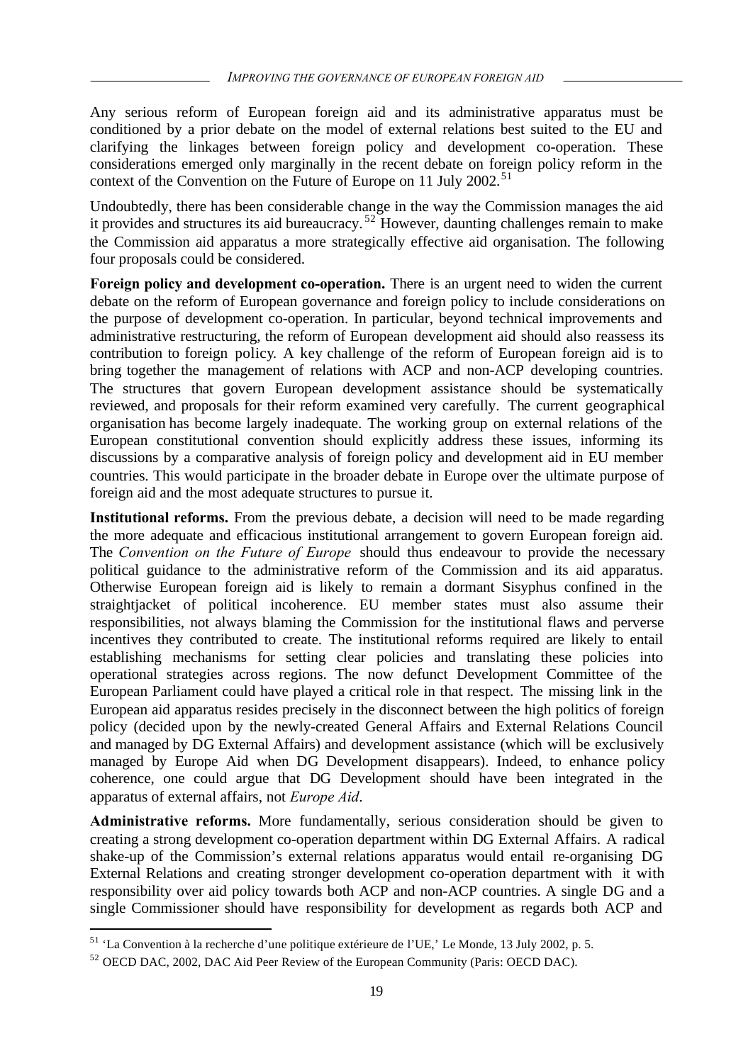Any serious reform of European foreign aid and its administrative apparatus must be conditioned by a prior debate on the model of external relations best suited to the EU and clarifying the linkages between foreign policy and development co-operation. These considerations emerged only marginally in the recent debate on foreign policy reform in the context of the Convention on the Future of Europe on 11 July 2002.[51]

Undoubtedly, there has been considerable change in the way the Commission manages the aid it provides and structures its aid bureaucracy.[52] However, daunting challenges remain to make the Commission aid apparatus a more strategically effective aid organisation. The following four proposals could be considered.

**Foreign policy and development co-operation.** There is an urgent need to widen the current debate on the reform of European governance and foreign policy to include considerations on the purpose of development co-operation. In particular, beyond technical improvements and administrative restructuring, the reform of European development aid should also reassess its contribution to foreign policy. A key challenge of the reform of European foreign aid is to bring together the management of relations with ACP and non-ACP developing countries. The structures that govern European development assistance should be systematically reviewed, and proposals for their reform examined very carefully. The current geographical organisation has become largely inadequate. The working group on external relations of the European constitutional convention should explicitly address these issues, informing its discussions by a comparative analysis of foreign policy and development aid in EU member countries. This would participate in the broader debate in Europe over the ultimate purpose of foreign aid and the most adequate structures to pursue it.

**Institutional reforms.** From the previous debate, a decision will need to be made regarding the more adequate and efficacious institutional arrangement to govern European foreign aid. The *Convention on the Future of Europe* should thus endeavour to provide the necessary political guidance to the administrative reform of the Commission and its aid apparatus. Otherwise European foreign aid is likely to remain a dormant Sisyphus confined in the straightjacket of political incoherence. EU member states must also assume their responsibilities, not always blaming the Commission for the institutional flaws and perverse incentives they contributed to create. The institutional reforms required are likely to entail establishing mechanisms for setting clear policies and translating these policies into operational strategies across regions. The now defunct Development Committee of the European Parliament could have played a critical role in that respect. The missing link in the European aid apparatus resides precisely in the disconnect between the high politics of foreign policy (decided upon by the newly-created General Affairs and External Relations Council and managed by DG External Affairs) and development assistance (which will be exclusively managed by Europe Aid when DG Development disappears). Indeed, to enhance policy coherence, one could argue that DG Development should have been integrated in the apparatus of external affairs, not *Europe Aid*.

**Administrative reforms.** More fundamentally, serious consideration should be given to creating a strong development co-operation department within DG External Affairs. A radical shake-up of the Commission's external relations apparatus would entail re-organising DG External Relations and creating stronger development co-operation department with it with responsibility over aid policy towards both ACP and non-ACP countries. A single DG and a single Commissioner should have responsibility for development as regards both ACP and

[51] 'La Convention à la recherche d'une politique extérieure de l'UE,' Le Monde, 13 July 2002, p. 5.

[52] OECD DAC, 2002, DAC Aid Peer Review of the European Community (Paris: OECD DAC).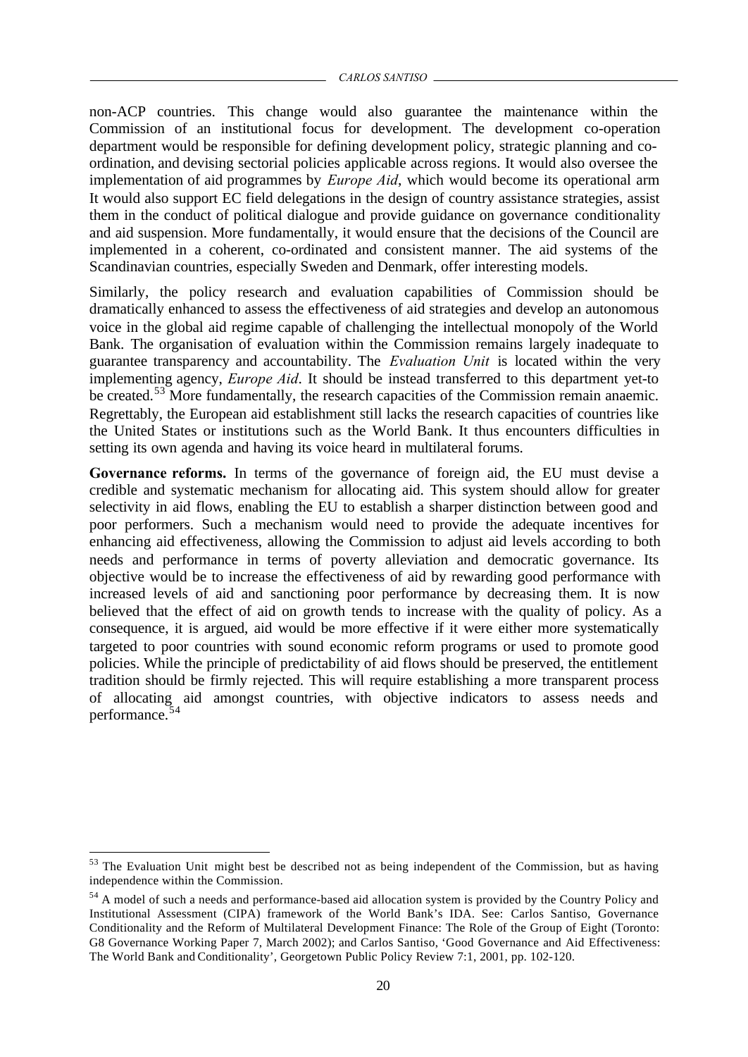non-ACP countries. This change would also guarantee the maintenance within the Commission of an institutional focus for development. The development co-operation department would be responsible for defining development policy, strategic planning and co-ordination, and devising sectorial policies applicable across regions. It would also oversee the implementation of aid programmes by *Europe Aid*, which would become its operational arm It would also support EC field delegations in the design of country assistance strategies, assist them in the conduct of political dialogue and provide guidance on governance conditionality and aid suspension. More fundamentally, it would ensure that the decisions of the Council are implemented in a coherent, co-ordinated and consistent manner. The aid systems of the Scandinavian countries, especially Sweden and Denmark, offer interesting models.

Similarly, the policy research and evaluation capabilities of Commission should be dramatically enhanced to assess the effectiveness of aid strategies and develop an autonomous voice in the global aid regime capable of challenging the intellectual monopoly of the World Bank. The organisation of evaluation within the Commission remains largely inadequate to guarantee transparency and accountability. The *Evaluation Unit* is located within the very implementing agency, *Europe Aid*. It should be instead transferred to this department yet-to be created.[53] More fundamentally, the research capacities of the Commission remain anaemic. Regrettably, the European aid establishment still lacks the research capacities of countries like the United States or institutions such as the World Bank. It thus encounters difficulties in setting its own agenda and having its voice heard in multilateral forums.

**Governance reforms.** In terms of the governance of foreign aid, the EU must devise a credible and systematic mechanism for allocating aid. This system should allow for greater selectivity in aid flows, enabling the EU to establish a sharper distinction between good and poor performers. Such a mechanism would need to provide the adequate incentives for enhancing aid effectiveness, allowing the Commission to adjust aid levels according to both needs and performance in terms of poverty alleviation and democratic governance. Its objective would be to increase the effectiveness of aid by rewarding good performance with increased levels of aid and sanctioning poor performance by decreasing them. It is now believed that the effect of aid on growth tends to increase with the quality of policy. As a consequence, it is argued, aid would be more effective if it were either more systematically targeted to poor countries with sound economic reform programs or used to promote good policies. While the principle of predictability of aid flows should be preserved, the entitlement tradition should be firmly rejected. This will require establishing a more transparent process of allocating aid amongst countries, with objective indicators to assess needs and performance.[54]

---

[53] The Evaluation Unit might best be described not as being independent of the Commission, but as having independence within the Commission.

[54] A model of such a needs and performance-based aid allocation system is provided by the Country Policy and Institutional Assessment (CIPA) framework of the World Bank's IDA. See: Carlos Santiso, Governance Conditionality and the Reform of Multilateral Development Finance: The Role of the Group of Eight (Toronto: G8 Governance Working Paper 7, March 2002); and Carlos Santiso, 'Good Governance and Aid Effectiveness: The World Bank and Conditionality', Georgetown Public Policy Review 7:1, 2001, pp. 102-120.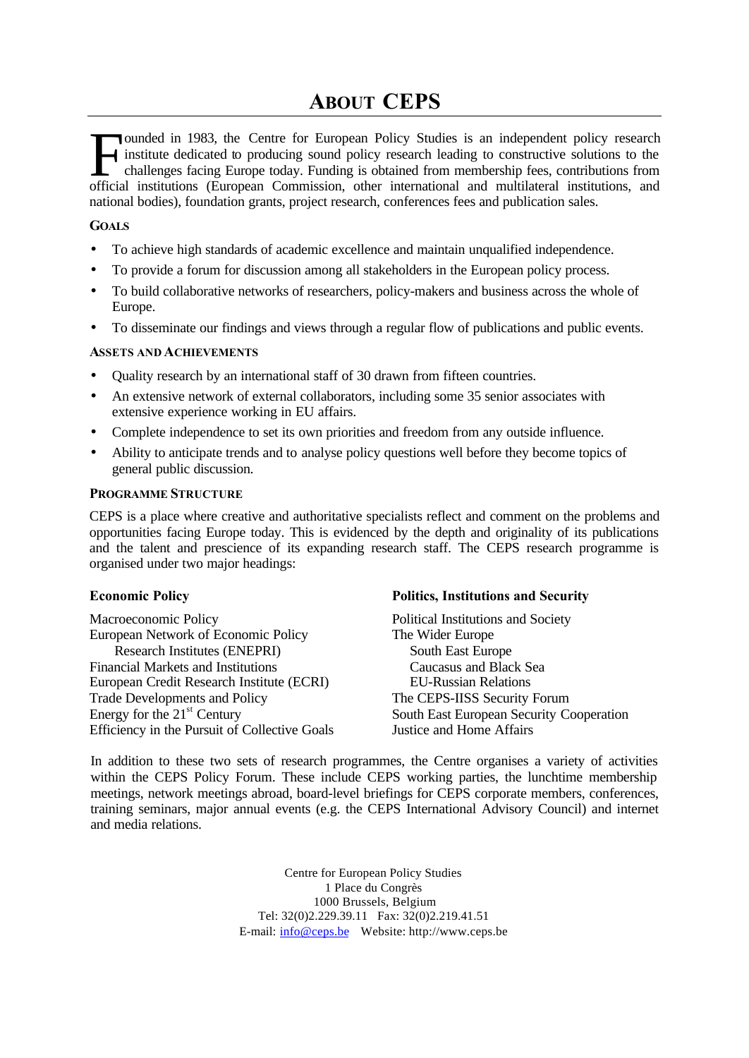# About CEPS

Founded in 1983, the Centre for European Policy Studies is an independent policy research institute dedicated to producing sound policy research leading to constructive solutions to the challenges facing Europe today. Funding is obtained from membership fees, contributions from official institutions (European Commission, other international and multilateral institutions, and national bodies), foundation grants, project research, conferences fees and publication sales.

### Goals

- To achieve high standards of academic excellence and maintain unqualified independence.
- To provide a forum for discussion among all stakeholders in the European policy process.
- To build collaborative networks of researchers, policy-makers and business across the whole of Europe.
- To disseminate our findings and views through a regular flow of publications and public events.

### Assets and Achievements

- Quality research by an international staff of 30 drawn from fifteen countries.
- An extensive network of external collaborators, including some 35 senior associates with extensive experience working in EU affairs.
- Complete independence to set its own priorities and freedom from any outside influence.
- Ability to anticipate trends and to analyse policy questions well before they become topics of general public discussion.

### Programme Structure

CEPS is a place where creative and authoritative specialists reflect and comment on the problems and opportunities facing Europe today. This is evidenced by the depth and originality of its publications and the talent and prescience of its expanding research staff. The CEPS research programme is organised under two major headings:

**Economic Policy**

Macroeconomic Policy
European Network of Economic Policy Research Institutes (ENEPRI)
Financial Markets and Institutions
European Credit Research Institute (ECRI)
Trade Developments and Policy
Energy for the 21st Century
Efficiency in the Pursuit of Collective Goals

**Politics, Institutions and Security**

Political Institutions and Society
The Wider Europe
- South East Europe
- Caucasus and Black Sea
- EU-Russian Relations

The CEPS-IISS Security Forum
South East European Security Cooperation
Justice and Home Affairs

In addition to these two sets of research programmes, the Centre organises a variety of activities within the CEPS Policy Forum. These include CEPS working parties, the lunchtime membership meetings, network meetings abroad, board-level briefings for CEPS corporate members, conferences, training seminars, major annual events (e.g. the CEPS International Advisory Council) and internet and media relations.

Centre for European Policy Studies
1 Place du Congrès
1000 Brussels, Belgium
Tel: 32(0)2.229.39.11 Fax: 32(0)2.219.41.51
E-mail: info@ceps.be Website: http://www.ceps.be